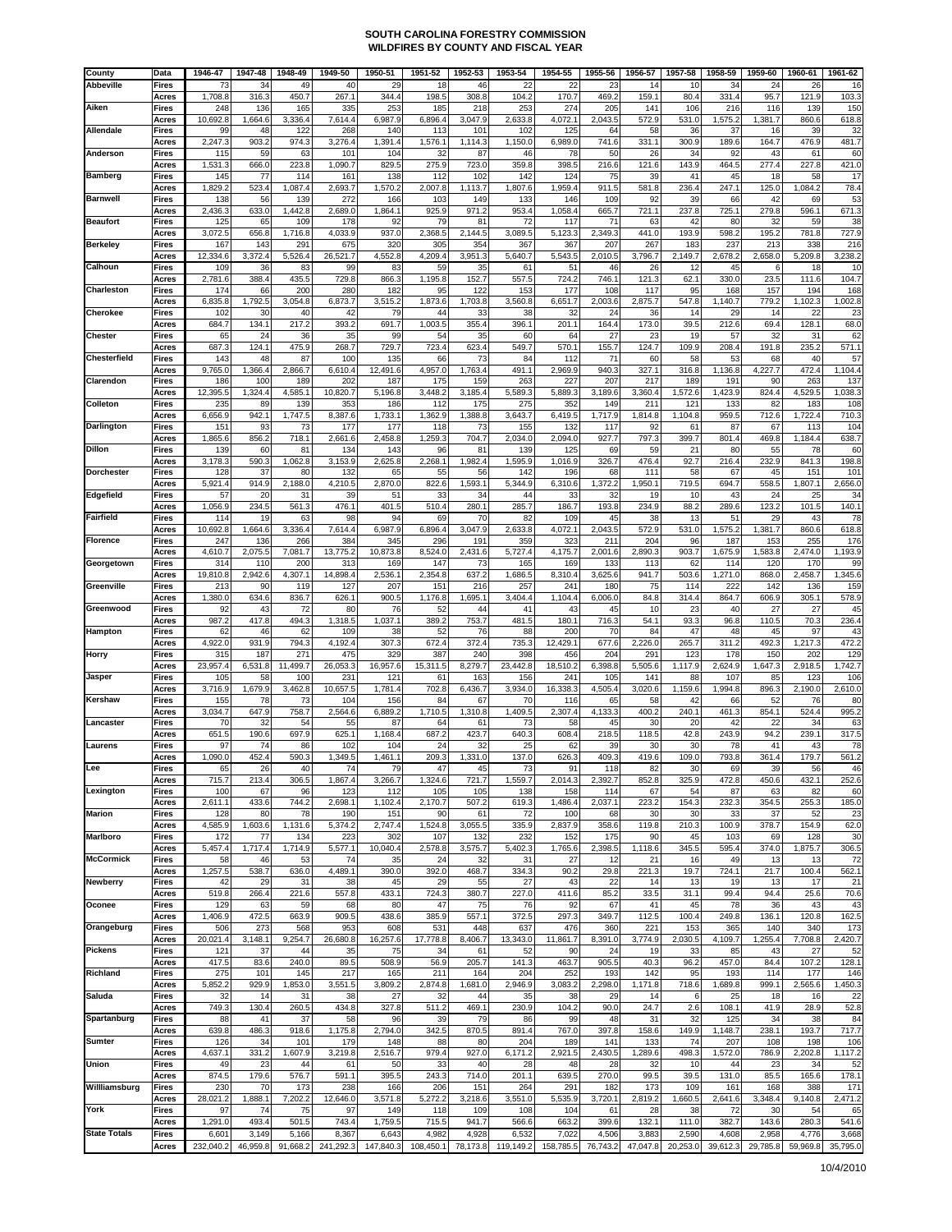# SOUTH CAROLINA FORESTRY COMMISSION
## WILDFIRES BY COUNTY AND FISCAL YEAR

| County | Data | 1946-47 | 1947-48 | 1948-49 | 1949-50 | 1950-51 | 1951-52 | 1952-53 | 1953-54 | 1954-55 | 1955-56 | 1956-57 | 1957-58 | 1958-59 | 1959-60 | 1960-61 | 1961-62 |
|---|---|---|---|---|---|---|---|---|---|---|---|---|---|---|---|---|---|
| Abbeville | Fires | 73 | 34 | 49 | 40 | 29 | 18 | 46 | 22 | 22 | 23 | 14 | 10 | 34 | 24 | 26 | 16 |
| | Acres | 1,708.8 | 316.3 | 450.7 | 267.1 | 344.4 | 198.5 | 308.8 | 104.2 | 170.7 | 469.2 | 159.1 | 80.4 | 331.4 | 95.7 | 121.9 | 103.3 |
| Aiken | Fires | 248 | 136 | 165 | 335 | 253 | 185 | 218 | 253 | 274 | 205 | 141 | 106 | 216 | 116 | 139 | 150 |
| | Acres | 10,692.8 | 1,664.6 | 3,336.4 | 7,614.4 | 6,987.9 | 6,896.4 | 3,047.9 | 2,633.8 | 4,072.1 | 2,043.5 | 572.9 | 531.0 | 1,575.2 | 1,381.7 | 860.6 | 618.8 |
| Allendale | Fires | 99 | 48 | 122 | 268 | 140 | 113 | 101 | 102 | 125 | 64 | 58 | 36 | 37 | 16 | 39 | 32 |
| | Acres | 2,247.3 | 903.2 | 974.3 | 3,276.4 | 1,391.4 | 1,576.1 | 1,114.3 | 1,150.0 | 6,989.0 | 741.6 | 331.1 | 300.9 | 189.6 | 164.7 | 476.9 | 481.7 |
| Anderson | Fires | 115 | 59 | 63 | 101 | 104 | 32 | 87 | 46 | 78 | 50 | 26 | 34 | 92 | 43 | 61 | 60 |
| | Acres | 1,531.3 | 666.0 | 223.8 | 1,090.7 | 829.5 | 275.9 | 723.0 | 359.8 | 398.5 | 216.6 | 121.6 | 143.9 | 464.5 | 277.4 | 227.8 | 421.0 |
| Bamberg | Fires | 145 | 77 | 114 | 161 | 138 | 112 | 102 | 142 | 124 | 75 | 39 | 41 | 45 | 18 | 58 | 17 |
| | Acres | 1,829.2 | 523.4 | 1,087.4 | 2,693.7 | 1,570.2 | 2,007.8 | 1,113.7 | 1,807.6 | 1,959.4 | 911.5 | 581.8 | 236.4 | 247.1 | 125.0 | 1,084.2 | 78.4 |
| Barnwell | Fires | 138 | 56 | 139 | 272 | 166 | 103 | 149 | 133 | 146 | 109 | 92 | 39 | 66 | 42 | 69 | 53 |
| | Acres | 2,436.3 | 633.0 | 1,442.8 | 2,689.0 | 1,864.1 | 925.9 | 971.2 | 953.4 | 1,058.4 | 665.7 | 721.1 | 237.8 | 725.1 | 279.8 | 596.1 | 671.3 |
| Beaufort | Fires | 125 | 65 | 109 | 178 | 92 | 79 | 81 | 72 | 117 | 71 | 63 | 42 | 80 | 32 | 59 | 38 |
| | Acres | 3,072.5 | 656.8 | 1,716.8 | 4,033.9 | 937.0 | 2,368.5 | 2,144.5 | 3,089.5 | 5,123.3 | 2,349.3 | 441.0 | 193.9 | 598.2 | 195.2 | 781.8 | 727.9 |
| Berkeley | Fires | 167 | 143 | 291 | 675 | 320 | 305 | 354 | 367 | 367 | 207 | 267 | 183 | 237 | 213 | 338 | 216 |
| | Acres | 12,334.6 | 3,372.4 | 5,526.4 | 26,521.7 | 4,552.8 | 4,209.4 | 3,951.3 | 5,640.7 | 5,543.5 | 2,010.5 | 3,796.7 | 2,149.7 | 2,678.2 | 2,658.0 | 5,209.8 | 3,238.2 |
| Calhoun | Fires | 109 | 36 | 83 | 99 | 83 | 59 | 35 | 61 | 51 | 46 | 26 | 12 | 45 | 6 | 18 | 10 |
| | Acres | 2,781.6 | 388.4 | 435.5 | 729.8 | 866.3 | 1,195.8 | 152.7 | 557.5 | 724.2 | 746.1 | 121.3 | 62.1 | 330.0 | 23.5 | 111.6 | 104.7 |
| Charleston | Fires | 174 | 66 | 200 | 280 | 182 | 95 | 122 | 153 | 177 | 108 | 117 | 95 | 168 | 157 | 194 | 168 |
| | Acres | 6,835.8 | 1,792.5 | 3,054.8 | 6,873.7 | 3,515.2 | 1,873.6 | 1,703.8 | 3,560.8 | 6,651.7 | 2,003.6 | 2,875.7 | 547.8 | 1,140.7 | 779.2 | 1,102.3 | 1,002.8 |
| Cherokee | Fires | 102 | 30 | 40 | 42 | 79 | 44 | 33 | 38 | 32 | 24 | 36 | 14 | 29 | 14 | 22 | 23 |
| | Acres | 684.7 | 134.1 | 217.2 | 393.2 | 691.7 | 1,003.5 | 355.4 | 396.1 | 201.1 | 164.4 | 173.0 | 39.5 | 212.6 | 69.4 | 128.1 | 68.0 |
| Chester | Fires | 65 | 24 | 36 | 35 | 99 | 54 | 35 | 60 | 64 | 27 | 23 | 19 | 57 | 32 | 31 | 62 |
| | Acres | 687.3 | 124.1 | 475.9 | 268.7 | 729.7 | 723.4 | 623.4 | 549.7 | 570.1 | 155.7 | 124.7 | 109.9 | 208.4 | 191.8 | 235.2 | 571.1 |
| Chesterfield | Fires | 143 | 48 | 87 | 100 | 135 | 66 | 73 | 84 | 112 | 71 | 60 | 58 | 53 | 68 | 40 | 57 |
| | Acres | 9,765.0 | 1,366.4 | 2,866.7 | 6,610.4 | 12,491.6 | 4,957.0 | 1,763.4 | 491.1 | 2,969.9 | 940.3 | 327.1 | 316.8 | 1,136.8 | 4,227.7 | 472.4 | 1,104.4 |
| Clarendon | Fires | 186 | 100 | 189 | 202 | 187 | 175 | 159 | 263 | 227 | 207 | 217 | 189 | 191 | 90 | 263 | 137 |
| | Acres | 12,395.5 | 1,324.4 | 4,585.1 | 10,820.7 | 5,196.8 | 3,448.2 | 3,185.4 | 5,589.3 | 5,889.3 | 3,189.6 | 3,360.4 | 1,572.6 | 1,423.9 | 824.4 | 4,529.5 | 1,038.3 |
| Colleton | Fires | 235 | 89 | 139 | 353 | 186 | 112 | 175 | 275 | 352 | 149 | 211 | 121 | 133 | 82 | 183 | 108 |
| | Acres | 6,656.9 | 942.1 | 1,747.5 | 8,387.6 | 1,733.1 | 1,362.9 | 1,388.8 | 3,643.7 | 6,419.5 | 1,717.9 | 1,814.8 | 1,104.8 | 959.5 | 712.6 | 1,722.4 | 710.3 |
| Darlington | Fires | 151 | 93 | 73 | 177 | 177 | 118 | 73 | 155 | 132 | 117 | 92 | 61 | 87 | 67 | 113 | 104 |
| | Acres | 1,865.6 | 856.2 | 718.1 | 2,661.6 | 2,458.8 | 1,259.3 | 704.7 | 2,034.0 | 2,094.0 | 927.7 | 797.3 | 399.7 | 801.4 | 469.8 | 1,184.4 | 638.7 |
| Dillon | Fires | 139 | 60 | 81 | 134 | 143 | 96 | 81 | 139 | 125 | 69 | 59 | 21 | 80 | 55 | 78 | 60 |
| | Acres | 3,178.3 | 590.3 | 1,062.8 | 3,153.9 | 2,625.8 | 2,268.1 | 1,982.4 | 1,595.9 | 1,016.9 | 326.7 | 476.4 | 92.7 | 216.4 | 232.9 | 841.3 | 198.8 |
| Dorchester | Fires | 128 | 37 | 80 | 132 | 65 | 55 | 56 | 142 | 196 | 68 | 111 | 58 | 67 | 45 | 151 | 101 |
| | Acres | 5,921.4 | 914.9 | 2,188.0 | 4,210.5 | 2,870.0 | 822.6 | 1,593.1 | 5,344.9 | 6,310.6 | 1,372.2 | 1,950.1 | 719.5 | 694.7 | 558.5 | 1,807.1 | 2,656.0 |
| Edgefield | Fires | 57 | 20 | 31 | 39 | 51 | 33 | 34 | 44 | 33 | 32 | 19 | 10 | 43 | 24 | 25 | 34 |
| | Acres | 1,056.9 | 234.5 | 561.3 | 476.1 | 401.5 | 510.4 | 280.1 | 285.7 | 186.7 | 193.8 | 234.9 | 88.2 | 289.6 | 123.2 | 101.5 | 140.1 |
| Fairfield | Fires | 114 | 19 | 63 | 98 | 94 | 69 | 70 | 82 | 109 | 45 | 38 | 13 | 51 | 29 | 43 | 78 |
| | Acres | 10,692.8 | 1,664.6 | 3,336.4 | 7,614.4 | 6,987.9 | 6,896.4 | 3,047.9 | 2,633.8 | 4,072.1 | 2,043.5 | 572.9 | 531.0 | 1,575.2 | 1,381.7 | 860.6 | 618.8 |
| Florence | Fires | 247 | 136 | 266 | 384 | 345 | 296 | 191 | 359 | 323 | 211 | 204 | 96 | 187 | 153 | 255 | 176 |
| | Acres | 4,610.7 | 2,075.5 | 7,081.7 | 13,775.2 | 10,873.8 | 8,524.0 | 2,431.6 | 5,727.4 | 4,175.7 | 2,001.6 | 2,890.3 | 903.7 | 1,675.9 | 1,583.8 | 2,474.0 | 1,193.9 |
| Georgetown | Fires | 314 | 110 | 200 | 313 | 169 | 147 | 73 | 165 | 169 | 133 | 113 | 62 | 114 | 120 | 170 | 99 |
| | Acres | 19,810.8 | 2,942.6 | 4,307.1 | 14,898.4 | 2,536.1 | 2,354.8 | 637.2 | 1,686.5 | 8,310.4 | 3,625.6 | 941.7 | 503.6 | 1,271.0 | 868.0 | 2,458.7 | 1,345.6 |
| Greenville | Fires | 213 | 90 | 119 | 127 | 207 | 151 | 216 | 257 | 241 | 180 | 75 | 114 | 222 | 142 | 136 | 159 |
| | Acres | 1,380.0 | 634.6 | 836.7 | 626.1 | 900.5 | 1,176.8 | 1,695.1 | 3,404.4 | 1,104.4 | 6,006.0 | 84.8 | 314.4 | 864.7 | 606.9 | 305.1 | 578.9 |
| Greenwood | Fires | 92 | 43 | 72 | 80 | 76 | 52 | 44 | 41 | 43 | 45 | 10 | 23 | 40 | 27 | 27 | 45 |
| | Acres | 987.2 | 417.8 | 494.3 | 1,318.5 | 1,037.1 | 389.2 | 753.7 | 481.5 | 180.1 | 716.3 | 54.1 | 93.3 | 96.8 | 110.5 | 70.3 | 236.4 |
| Hampton | Fires | 62 | 46 | 62 | 109 | 38 | 52 | 76 | 88 | 200 | 70 | 84 | 47 | 48 | 45 | 97 | 43 |
| | Acres | 4,922.0 | 931.9 | 794.3 | 4,192.4 | 307.3 | 672.4 | 372.4 | 735.3 | 12,429.1 | 677.6 | 2,226.0 | 265.7 | 311.2 | 492.3 | 1,217.3 | 472.2 |
| Horry | Fires | 315 | 187 | 271 | 475 | 329 | 387 | 240 | 398 | 456 | 204 | 291 | 123 | 178 | 150 | 202 | 129 |
| | Acres | 23,957.4 | 6,531.8 | 11,499.7 | 26,053.3 | 16,957.6 | 15,311.5 | 8,279.7 | 23,442.8 | 18,510.2 | 6,398.8 | 5,505.6 | 1,117.9 | 2,624.9 | 1,647.3 | 2,918.5 | 1,742.7 |
| Jasper | Fires | 105 | 58 | 100 | 231 | 121 | 61 | 163 | 156 | 241 | 105 | 141 | 88 | 107 | 85 | 123 | 106 |
| | Acres | 3,716.9 | 1,679.9 | 3,462.8 | 10,657.5 | 1,781.4 | 702.8 | 6,436.7 | 3,934.0 | 16,338.3 | 4,505.4 | 3,020.6 | 1,159.6 | 1,994.8 | 896.3 | 2,190.0 | 2,610.0 |
| Kershaw | Fires | 155 | 78 | 73 | 104 | 156 | 84 | 67 | 70 | 116 | 65 | 58 | 42 | 66 | 52 | 76 | 80 |
| | Acres | 3,034.7 | 647.9 | 758.7 | 2,564.6 | 6,889.2 | 1,710.5 | 1,310.8 | 1,409.5 | 2,307.4 | 4,133.3 | 400.2 | 240.1 | 461.3 | 854.1 | 524.4 | 995.2 |
| Lancaster | Fires | 70 | 32 | 54 | 55 | 87 | 64 | 61 | 73 | 58 | 45 | 30 | 20 | 42 | 22 | 34 | 63 |
| | Acres | 651.5 | 190.6 | 697.9 | 625.1 | 1,168.4 | 687.2 | 423.7 | 640.3 | 608.4 | 218.5 | 118.5 | 42.8 | 243.9 | 94.2 | 239.1 | 317.5 |
| Laurens | Fires | 97 | 74 | 86 | 102 | 104 | 24 | 32 | 25 | 62 | 39 | 30 | 30 | 78 | 41 | 43 | 78 |
| | Acres | 1,090.0 | 452.4 | 590.3 | 1,349.5 | 1,461.1 | 209.3 | 1,331.0 | 137.0 | 626.3 | 409.3 | 419.6 | 109.0 | 793.8 | 361.4 | 179.7 | 561.2 |
| Lee | Fires | 65 | 26 | 40 | 74 | 79 | 47 | 45 | 73 | 91 | 118 | 82 | 30 | 69 | 39 | 56 | 46 |
| | Acres | 715.7 | 213.4 | 306.5 | 1,867.4 | 3,266.7 | 1,324.6 | 721.7 | 1,559.7 | 2,014.3 | 2,392.7 | 852.8 | 325.9 | 472.8 | 450.6 | 432.1 | 252.6 |
| Lexington | Fires | 100 | 67 | 96 | 123 | 112 | 105 | 105 | 138 | 158 | 114 | 67 | 54 | 87 | 63 | 82 | 60 |
| | Acres | 2,611.1 | 433.6 | 744.2 | 2,698.1 | 1,102.4 | 2,170.7 | 507.2 | 619.3 | 1,486.4 | 2,037.1 | 223.2 | 154.3 | 232.3 | 354.5 | 255.3 | 185.0 |
| Marion | Fires | 128 | 80 | 78 | 190 | 151 | 90 | 61 | 72 | 100 | 68 | 30 | 30 | 33 | 37 | 52 | 23 |
| | Acres | 4,585.9 | 1,603.6 | 1,131.6 | 5,374.2 | 2,747.4 | 1,524.8 | 3,055.5 | 335.9 | 2,837.9 | 358.6 | 119.8 | 210.3 | 100.9 | 378.7 | 154.9 | 62.0 |
| Marlboro | Fires | 172 | 77 | 134 | 223 | 302 | 107 | 132 | 232 | 152 | 175 | 90 | 45 | 103 | 69 | 128 | 30 |
| | Acres | 5,457.4 | 1,717.4 | 1,714.9 | 5,577.1 | 10,040.4 | 2,578.8 | 3,575.7 | 5,402.3 | 1,765.6 | 2,398.5 | 1,118.6 | 345.5 | 595.4 | 374.0 | 1,875.7 | 306.5 |
| McCormick | Fires | 58 | 46 | 53 | 74 | 35 | 24 | 32 | 31 | 27 | 12 | 21 | 16 | 49 | 13 | 13 | 72 |
| | Acres | 1,257.5 | 538.7 | 636.0 | 4,489.1 | 390.0 | 392.0 | 468.7 | 334.3 | 90.2 | 29.8 | 221.3 | 19.7 | 724.1 | 21.7 | 100.4 | 562.1 |
| Newberry | Fires | 42 | 29 | 31 | 38 | 45 | 29 | 55 | 27 | 43 | 22 | 14 | 13 | 19 | 13 | 17 | 21 |
| | Acres | 519.8 | 266.4 | 221.6 | 557.8 | 433.1 | 724.3 | 380.7 | 227.0 | 411.6 | 85.2 | 33.5 | 31.1 | 99.4 | 94.4 | 25.6 | 70.6 |
| Oconee | Fires | 129 | 63 | 59 | 68 | 80 | 47 | 75 | 76 | 92 | 67 | 41 | 45 | 78 | 36 | 43 | 43 |
| | Acres | 1,406.9 | 472.5 | 663.9 | 909.5 | 438.6 | 385.9 | 557.1 | 372.5 | 297.3 | 349.7 | 112.5 | 100.4 | 249.8 | 136.1 | 120.8 | 162.5 |
| Orangeburg | Fires | 506 | 273 | 568 | 953 | 608 | 531 | 448 | 637 | 476 | 360 | 221 | 153 | 365 | 140 | 340 | 173 |
| | Acres | 20,021.4 | 3,148.1 | 9,254.7 | 26,680.8 | 16,257.6 | 17,778.8 | 8,406.7 | 13,343.0 | 11,861.7 | 8,391.0 | 3,774.9 | 2,030.5 | 4,109.7 | 1,255.4 | 7,708.8 | 2,420.7 |
| Pickens | Fires | 121 | 37 | 44 | 35 | 75 | 34 | 61 | 52 | 90 | 24 | 19 | 33 | 85 | 43 | 27 | 52 |
| | Acres | 417.5 | 83.6 | 240.0 | 89.5 | 508.9 | 56.9 | 205.7 | 141.3 | 463.7 | 905.5 | 40.3 | 96.2 | 457.0 | 84.4 | 107.2 | 128.1 |
| Richland | Fires | 275 | 101 | 145 | 217 | 165 | 211 | 164 | 204 | 252 | 193 | 142 | 95 | 193 | 114 | 177 | 146 |
| | Acres | 5,852.2 | 929.9 | 1,853.0 | 3,551.5 | 3,809.2 | 2,874.8 | 1,681.0 | 2,946.9 | 3,083.2 | 2,298.0 | 1,171.8 | 718.6 | 1,689.8 | 999.1 | 2,565.6 | 1,450.3 |
| Saluda | Fires | 32 | 14 | 31 | 38 | 27 | 32 | 44 | 35 | 38 | 29 | 14 | 6 | 25 | 18 | 16 | 22 |
| | Acres | 749.3 | 130.4 | 260.5 | 434.8 | 327.8 | 511.2 | 469.1 | 230.9 | 104.2 | 90.0 | 24.7 | 2.6 | 108.1 | 41.9 | 28.9 | 52.8 |
| Spartanburg | Fires | 88 | 41 | 37 | 58 | 96 | 39 | 79 | 86 | 99 | 48 | 31 | 32 | 125 | 34 | 38 | 84 |
| | Acres | 639.8 | 486.3 | 918.6 | 1,175.8 | 2,794.0 | 342.5 | 870.5 | 891.4 | 767.0 | 397.8 | 158.6 | 149.9 | 1,148.7 | 238.1 | 193.7 | 717.7 |
| Sumter | Fires | 126 | 34 | 101 | 179 | 148 | 88 | 80 | 204 | 189 | 141 | 133 | 74 | 207 | 108 | 198 | 106 |
| | Acres | 4,637.1 | 331.2 | 1,607.9 | 3,219.8 | 2,516.7 | 979.4 | 927.0 | 6,171.2 | 2,921.5 | 2,430.5 | 1,289.6 | 498.3 | 1,572.0 | 786.9 | 2,202.8 | 1,117.2 |
| Union | Fires | 49 | 23 | 44 | 61 | 50 | 33 | 40 | 28 | 48 | 28 | 32 | 10 | 44 | 23 | 34 | 52 |
| | Acres | 874.5 | 179.6 | 576.7 | 591.1 | 395.5 | 243.3 | 714.0 | 201.1 | 639.5 | 270.0 | 99.5 | 39.5 | 131.0 | 85.5 | 165.6 | 178.1 |
| Willliamsburg | Fires | 230 | 70 | 173 | 238 | 166 | 206 | 151 | 264 | 291 | 182 | 173 | 109 | 161 | 168 | 388 | 171 |
| | Acres | 28,021.2 | 1,888.1 | 7,202.2 | 12,646.0 | 3,571.8 | 5,272.2 | 3,218.6 | 3,551.0 | 5,535.9 | 3,720.1 | 2,819.2 | 1,660.5 | 2,641.6 | 3,348.4 | 9,140.8 | 2,471.2 |
| York | Fires | 97 | 74 | 75 | 97 | 149 | 118 | 109 | 108 | 104 | 61 | 28 | 38 | 72 | 30 | 54 | 65 |
| | Acres | 1,291.0 | 493.4 | 501.5 | 743.4 | 1,759.5 | 715.5 | 941.7 | 566.6 | 663.2 | 399.6 | 132.1 | 111.0 | 382.7 | 143.6 | 280.3 | 541.6 |
| State Totals | Fires | 6,601 | 3,149 | 5,166 | 8,367 | 6,643 | 4,982 | 4,928 | 6,532 | 7,022 | 4,506 | 3,883 | 2,590 | 4,608 | 2,958 | 4,776 | 3,668 |
| | Acres | 232,040.2 | 46,959.8 | 91,668.2 | 241,292.3 | 147,840.3 | 108,450.1 | 78,173.8 | 119,149.2 | 158,785.5 | 76,743.2 | 47,047.8 | 20,253.0 | 39,612.3 | 29,785.8 | 59,969.8 | 35,795.0 |

10/4/2010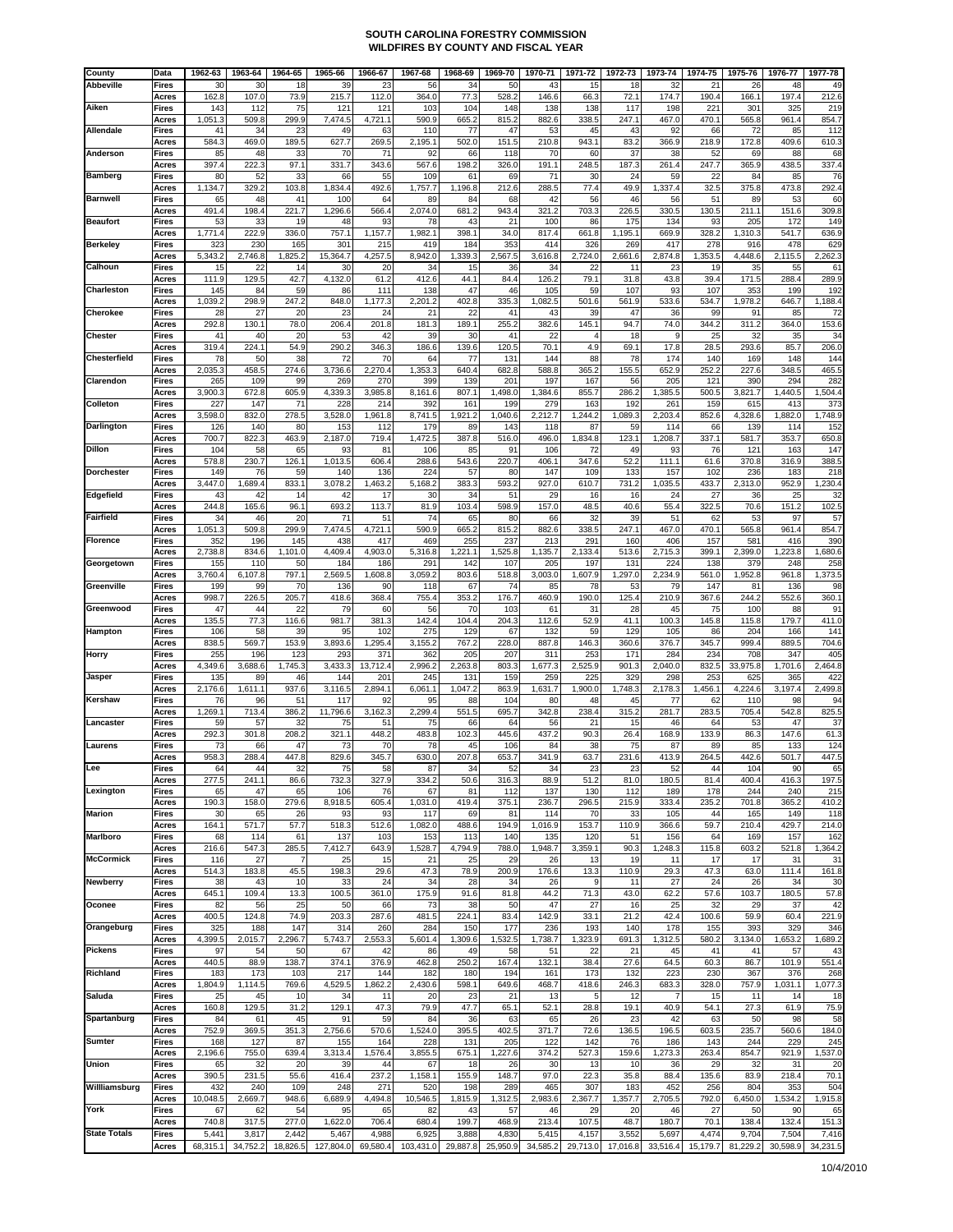# SOUTH CAROLINA FORESTRY COMMISSION
## WILDFIRES BY COUNTY AND FISCAL YEAR

| County | Data | 1962-63 | 1963-64 | 1964-65 | 1965-66 | 1966-67 | 1967-68 | 1968-69 | 1969-70 | 1970-71 | 1971-72 | 1972-73 | 1973-74 | 1974-75 | 1975-76 | 1976-77 | 1977-78 |
|---|---|---|---|---|---|---|---|---|---|---|---|---|---|---|---|---|---|
| Abbeville | Fires | 30 | 30 | 18 | 39 | 23 | 56 | 34 | 50 | 43 | 15 | 18 | 32 | 21 | 26 | 48 | 49 |
| | Acres | 162.8 | 107.0 | 73.9 | 215.7 | 112.0 | 364.0 | 77.3 | 528.2 | 146.6 | 66.3 | 72.1 | 174.7 | 190.4 | 166.1 | 197.4 | 212.6 |
| Aiken | Fires | 143 | 112 | 75 | 121 | 121 | 103 | 104 | 148 | 138 | 138 | 117 | 198 | 221 | 301 | 325 | 219 |
| | Acres | 1,051.3 | 509.8 | 299.9 | 7,474.5 | 4,721.1 | 590.9 | 665.2 | 815.2 | 882.6 | 338.5 | 247.1 | 467.0 | 470.1 | 565.8 | 961.4 | 854.7 |
| Allendale | Fires | 41 | 34 | 23 | 49 | 63 | 110 | 77 | 47 | 53 | 45 | 43 | 92 | 66 | 72 | 85 | 112 |
| | Acres | 584.3 | 469.0 | 189.5 | 627.7 | 269.5 | 2,195.1 | 502.0 | 151.5 | 210.8 | 943.1 | 83.2 | 366.9 | 218.9 | 172.8 | 409.6 | 610.3 |
| Anderson | Fires | 85 | 48 | 33 | 70 | 71 | 92 | 66 | 118 | 70 | 60 | 37 | 38 | 52 | 69 | 88 | 68 |
| | Acres | 397.4 | 222.3 | 97.1 | 331.7 | 343.6 | 567.6 | 198.2 | 326.0 | 191.1 | 248.5 | 187.3 | 261.4 | 247.7 | 365.9 | 438.5 | 337.4 |
| Bamberg | Fires | 80 | 52 | 33 | 66 | 55 | 109 | 61 | 69 | 71 | 30 | 24 | 59 | 22 | 84 | 85 | 76 |
| | Acres | 1,134.7 | 329.2 | 103.8 | 1,834.4 | 492.6 | 1,757.7 | 1,196.8 | 212.6 | 288.5 | 77.4 | 49.9 | 1,337.4 | 32.5 | 375.8 | 473.8 | 292.4 |
| Barnwell | Fires | 65 | 48 | 41 | 100 | 64 | 89 | 84 | 68 | 42 | 56 | 46 | 56 | 51 | 89 | 53 | 60 |
| | Acres | 491.4 | 198.4 | 221.7 | 1,296.6 | 566.4 | 2,074.0 | 681.2 | 943.4 | 321.2 | 703.3 | 226.5 | 330.5 | 130.5 | 211.1 | 151.6 | 309.8 |
| Beaufort | Fires | 53 | 33 | 19 | 48 | 93 | 78 | 43 | 21 | 100 | 86 | 175 | 134 | 93 | 205 | 172 | 149 |
| | Acres | 1,771.4 | 222.9 | 336.0 | 757.1 | 1,157.7 | 1,982.1 | 398.1 | 34.0 | 817.4 | 661.8 | 1,195.1 | 669.9 | 328.2 | 1,310.3 | 541.7 | 636.9 |
| Berkeley | Fires | 323 | 230 | 165 | 301 | 215 | 419 | 184 | 353 | 414 | 326 | 269 | 417 | 278 | 916 | 478 | 629 |
| | Acres | 5,343.2 | 2,746.8 | 1,825.2 | 15,364.7 | 4,257.5 | 8,942.0 | 1,339.3 | 2,567.5 | 3,616.8 | 2,724.0 | 2,661.6 | 2,874.8 | 1,353.5 | 4,448.6 | 2,115.5 | 2,262.3 |
| Calhoun | Fires | 15 | 22 | 14 | 30 | 20 | 34 | 15 | 36 | 34 | 22 | 11 | 23 | 19 | 35 | 55 | 61 |
| | Acres | 111.9 | 129.5 | 42.7 | 4,132.0 | 61.2 | 412.6 | 44.1 | 84.4 | 126.2 | 79.1 | 31.8 | 43.8 | 39.4 | 171.5 | 288.4 | 289.9 |
| Charleston | Fires | 145 | 84 | 59 | 86 | 111 | 138 | 47 | 46 | 105 | 59 | 107 | 93 | 107 | 353 | 199 | 192 |
| | Acres | 1,039.2 | 298.9 | 247.2 | 848.0 | 1,177.3 | 2,201.2 | 402.8 | 335.3 | 1,082.5 | 501.6 | 561.9 | 533.6 | 534.7 | 1,978.2 | 646.7 | 1,188.4 |
| Cherokee | Fires | 28 | 27 | 20 | 23 | 24 | 21 | 22 | 41 | 43 | 39 | 47 | 36 | 99 | 91 | 85 | 72 |
| | Acres | 292.8 | 130.1 | 78.0 | 206.4 | 201.8 | 181.3 | 189.1 | 255.2 | 382.6 | 145.1 | 94.7 | 74.0 | 344.2 | 311.2 | 364.0 | 153.6 |
| Chester | Fires | 41 | 40 | 20 | 53 | 42 | 39 | 30 | 41 | 22 | 4 | 18 | 9 | 25 | 32 | 35 | 34 |
| | Acres | 319.4 | 224.1 | 54.9 | 290.2 | 346.3 | 186.6 | 139.6 | 120.5 | 70.1 | 4.9 | 69.1 | 17.8 | 28.5 | 293.6 | 85.7 | 206.0 |
| Chesterfield | Fires | 78 | 50 | 38 | 72 | 70 | 64 | 77 | 131 | 144 | 88 | 78 | 174 | 140 | 169 | 148 | 144 |
| | Acres | 2,035.3 | 458.5 | 274.6 | 3,736.6 | 2,270.4 | 1,353.3 | 640.4 | 682.8 | 588.8 | 365.2 | 155.5 | 652.9 | 252.2 | 227.6 | 348.5 | 465.5 |
| Clarendon | Fires | 265 | 109 | 99 | 269 | 270 | 399 | 139 | 201 | 197 | 167 | 56 | 205 | 121 | 390 | 294 | 282 |
| | Acres | 3,900.3 | 672.8 | 605.9 | 4,339.3 | 3,985.8 | 8,161.6 | 807.1 | 1,498.0 | 1,384.6 | 855.7 | 286.2 | 1,385.5 | 500.5 | 3,821.7 | 1,440.5 | 1,504.4 |
| Colleton | Fires | 227 | 147 | 71 | 228 | 214 | 392 | 161 | 199 | 279 | 163 | 192 | 261 | 159 | 615 | 413 | 373 |
| | Acres | 3,598.0 | 832.0 | 278.5 | 3,528.0 | 1,961.8 | 8,741.5 | 1,921.2 | 1,040.6 | 2,212.7 | 1,244.2 | 1,089.3 | 2,203.4 | 852.6 | 4,328.6 | 1,882.0 | 1,748.9 |
| Darlington | Fires | 126 | 140 | 80 | 153 | 112 | 179 | 89 | 143 | 118 | 87 | 59 | 114 | 66 | 139 | 114 | 152 |
| | Acres | 700.7 | 822.3 | 463.9 | 2,187.0 | 719.4 | 1,472.5 | 387.8 | 516.0 | 496.0 | 1,834.8 | 123.1 | 1,208.7 | 337.1 | 581.7 | 353.7 | 650.8 |
| Dillon | Fires | 104 | 58 | 65 | 93 | 81 | 106 | 85 | 91 | 106 | 72 | 49 | 93 | 76 | 121 | 163 | 147 |
| | Acres | 578.8 | 230.7 | 126.1 | 1,013.5 | 606.4 | 288.6 | 543.6 | 220.7 | 406.1 | 347.6 | 52.2 | 111.1 | 61.6 | 370.8 | 316.9 | 388.5 |
| Dorchester | Fires | 149 | 76 | 59 | 140 | 136 | 224 | 57 | 80 | 147 | 109 | 133 | 157 | 102 | 236 | 183 | 218 |
| | Acres | 3,447.0 | 1,689.4 | 833.1 | 3,078.2 | 1,463.2 | 5,168.2 | 383.3 | 593.2 | 927.0 | 610.7 | 731.2 | 1,035.5 | 433.7 | 2,313.0 | 952.9 | 1,230.4 |
| Edgefield | Fires | 43 | 42 | 14 | 42 | 17 | 30 | 34 | 51 | 29 | 16 | 16 | 24 | 27 | 36 | 25 | 32 |
| | Acres | 244.8 | 165.6 | 96.1 | 693.2 | 113.7 | 81.9 | 103.4 | 598.9 | 157.0 | 48.5 | 40.6 | 55.4 | 322.5 | 70.6 | 151.2 | 102.5 |
| Fairfield | Fires | 34 | 46 | 20 | 71 | 51 | 74 | 65 | 80 | 66 | 32 | 39 | 51 | 62 | 53 | 97 | 57 |
| | Acres | 1,051.3 | 509.8 | 299.9 | 7,474.5 | 4,721.1 | 590.9 | 665.2 | 815.2 | 882.6 | 338.5 | 247.1 | 467.0 | 470.1 | 565.8 | 961.4 | 854.7 |
| Florence | Fires | 352 | 196 | 145 | 438 | 417 | 469 | 255 | 237 | 213 | 291 | 160 | 406 | 157 | 581 | 416 | 390 |
| | Acres | 2,738.8 | 834.6 | 1,101.0 | 4,409.4 | 4,903.0 | 5,316.8 | 1,221.1 | 1,525.8 | 1,135.7 | 2,133.4 | 513.6 | 2,715.3 | 399.1 | 2,399.0 | 1,223.8 | 1,680.6 |
| Georgetown | Fires | 155 | 110 | 50 | 184 | 186 | 291 | 142 | 107 | 205 | 197 | 131 | 224 | 138 | 379 | 248 | 258 |
| | Acres | 3,760.4 | 6,107.8 | 797.1 | 2,569.5 | 1,608.8 | 3,059.2 | 803.6 | 518.8 | 3,003.0 | 1,607.9 | 1,297.0 | 2,234.9 | 561.0 | 1,952.8 | 961.8 | 1,373.5 |
| Greenville | Fires | 199 | 99 | 70 | 136 | 90 | 118 | 67 | 74 | 85 | 78 | 53 | 79 | 147 | 81 | 136 | 98 |
| | Acres | 998.7 | 226.5 | 205.7 | 418.6 | 368.4 | 755.4 | 353.2 | 176.7 | 460.9 | 190.0 | 125.4 | 210.9 | 367.6 | 244.2 | 552.6 | 360.1 |
| Greenwood | Fires | 47 | 44 | 22 | 79 | 60 | 56 | 70 | 103 | 61 | 31 | 28 | 45 | 75 | 100 | 88 | 91 |
| | Acres | 135.5 | 77.3 | 116.6 | 981.7 | 381.3 | 142.4 | 104.4 | 204.3 | 112.6 | 52.9 | 41.1 | 100.3 | 145.8 | 115.8 | 179.7 | 411.0 |
| Hampton | Fires | 106 | 58 | 39 | 95 | 102 | 275 | 129 | 67 | 132 | 59 | 129 | 105 | 86 | 204 | 166 | 141 |
| | Acres | 838.5 | 569.7 | 153.9 | 3,893.6 | 1,295.4 | 3,155.2 | 767.2 | 228.0 | 887.8 | 146.3 | 360.6 | 376.7 | 345.7 | 999.4 | 889.5 | 704.6 |
| Horry | Fires | 255 | 196 | 123 | 293 | 371 | 362 | 205 | 207 | 311 | 253 | 171 | 284 | 234 | 708 | 347 | 405 |
| | Acres | 4,349.6 | 3,688.6 | 1,745.3 | 3,433.3 | 13,712.4 | 2,996.2 | 2,263.8 | 803.3 | 1,677.3 | 2,525.9 | 901.3 | 2,040.0 | 832.5 | 33,975.8 | 1,701.6 | 2,464.8 |
| Jasper | Fires | 135 | 89 | 46 | 144 | 201 | 245 | 131 | 159 | 259 | 225 | 329 | 298 | 253 | 625 | 365 | 422 |
| | Acres | 2,176.6 | 1,611.1 | 937.6 | 3,116.5 | 2,894.1 | 6,061.1 | 1,047.2 | 863.9 | 1,631.7 | 1,900.0 | 1,748.3 | 2,178.3 | 1,456.1 | 4,224.6 | 3,197.4 | 2,499.8 |
| Kershaw | Fires | 76 | 96 | 51 | 117 | 92 | 95 | 88 | 104 | 80 | 48 | 45 | 77 | 62 | 110 | 98 | 94 |
| | Acres | 1,269.1 | 713.4 | 386.2 | 11,796.6 | 3,162.3 | 2,299.4 | 551.5 | 695.7 | 342.8 | 238.4 | 315.2 | 281.7 | 283.5 | 705.4 | 542.8 | 825.5 |
| Lancaster | Fires | 59 | 57 | 32 | 75 | 51 | 75 | 66 | 64 | 56 | 21 | 15 | 46 | 64 | 53 | 47 | 37 |
| | Acres | 292.3 | 301.8 | 208.2 | 321.1 | 448.2 | 483.8 | 102.3 | 445.6 | 437.2 | 90.3 | 26.4 | 168.9 | 133.9 | 86.3 | 147.6 | 61.3 |
| Laurens | Fires | 73 | 66 | 47 | 73 | 70 | 78 | 45 | 106 | 84 | 38 | 75 | 87 | 89 | 85 | 133 | 124 |
| | Acres | 958.3 | 288.4 | 447.8 | 829.6 | 345.7 | 630.0 | 207.8 | 653.7 | 341.9 | 63.7 | 231.6 | 413.9 | 264.5 | 442.6 | 501.7 | 447.5 |
| Lee | Fires | 64 | 44 | 32 | 75 | 58 | 87 | 34 | 52 | 34 | 23 | 23 | 52 | 44 | 104 | 90 | 65 |
| | Acres | 277.5 | 241.1 | 86.6 | 732.3 | 327.9 | 334.2 | 50.6 | 316.3 | 88.9 | 51.2 | 81.0 | 180.5 | 81.4 | 400.4 | 416.3 | 197.5 |
| Lexington | Fires | 65 | 47 | 65 | 106 | 76 | 67 | 81 | 112 | 137 | 130 | 112 | 189 | 178 | 244 | 240 | 215 |
| | Acres | 190.3 | 158.0 | 279.6 | 8,918.5 | 605.4 | 1,031.0 | 419.4 | 375.1 | 236.7 | 296.5 | 215.9 | 333.4 | 235.2 | 701.8 | 365.2 | 410.2 |
| Marion | Fires | 30 | 65 | 26 | 93 | 93 | 117 | 69 | 81 | 114 | 70 | 33 | 105 | 44 | 165 | 149 | 118 |
| | Acres | 164.1 | 571.7 | 57.7 | 518.3 | 512.6 | 1,082.0 | 488.6 | 194.9 | 1,016.9 | 153.7 | 110.9 | 366.6 | 59.7 | 210.4 | 429.7 | 214.0 |
| Marlboro | Fires | 68 | 114 | 61 | 137 | 103 | 153 | 113 | 140 | 135 | 120 | 51 | 156 | 64 | 169 | 157 | 162 |
| | Acres | 216.6 | 547.3 | 285.5 | 7,412.7 | 643.9 | 1,528.7 | 4,794.9 | 788.0 | 1,948.7 | 3,359.1 | 90.3 | 1,248.3 | 115.8 | 603.2 | 521.8 | 1,364.2 |
| McCormick | Fires | 116 | 27 | 7 | 25 | 15 | 21 | 25 | 29 | 26 | 13 | 19 | 11 | 17 | 17 | 31 | 31 |
| | Acres | 514.3 | 183.8 | 45.5 | 198.3 | 29.6 | 47.3 | 78.9 | 200.9 | 176.6 | 13.3 | 110.9 | 29.3 | 47.3 | 63.0 | 111.4 | 161.8 |
| Newberry | Fires | 38 | 43 | 10 | 33 | 24 | 34 | 28 | 34 | 26 | 9 | 11 | 27 | 24 | 26 | 34 | 30 |
| | Acres | 645.1 | 109.4 | 13.3 | 100.5 | 361.0 | 175.9 | 91.6 | 81.8 | 44.2 | 71.3 | 43.0 | 62.2 | 57.6 | 103.7 | 180.5 | 57.8 |
| Oconee | Fires | 82 | 56 | 25 | 50 | 66 | 73 | 38 | 50 | 47 | 27 | 16 | 25 | 32 | 29 | 37 | 42 |
| | Acres | 400.5 | 124.8 | 74.9 | 203.3 | 287.6 | 481.5 | 224.1 | 83.4 | 142.9 | 33.1 | 21.2 | 42.4 | 100.6 | 59.9 | 60.4 | 221.9 |
| Orangeburg | Fires | 325 | 188 | 147 | 314 | 260 | 284 | 150 | 177 | 236 | 193 | 140 | 178 | 155 | 393 | 329 | 346 |
| | Acres | 4,399.5 | 2,015.7 | 2,296.7 | 5,743.7 | 2,553.3 | 5,601.4 | 1,309.6 | 1,532.5 | 1,738.7 | 1,323.9 | 691.3 | 1,312.5 | 580.2 | 3,134.0 | 1,653.2 | 1,689.2 |
| Pickens | Fires | 97 | 54 | 50 | 67 | 42 | 86 | 49 | 58 | 51 | 22 | 21 | 45 | 41 | 41 | 57 | 43 |
| | Acres | 440.5 | 88.9 | 138.7 | 374.1 | 376.9 | 462.8 | 250.2 | 167.4 | 132.1 | 38.4 | 27.6 | 64.5 | 60.3 | 86.7 | 101.9 | 551.4 |
| Richland | Fires | 183 | 173 | 103 | 217 | 144 | 182 | 180 | 194 | 161 | 173 | 132 | 223 | 230 | 367 | 376 | 268 |
| | Acres | 1,804.9 | 1,114.5 | 769.6 | 4,529.5 | 1,862.2 | 2,430.6 | 598.1 | 649.6 | 468.7 | 418.6 | 246.3 | 683.3 | 328.0 | 757.9 | 1,031.1 | 1,077.3 |
| Saluda | Fires | 25 | 45 | 10 | 34 | 11 | 20 | 23 | 21 | 13 | 5 | 12 | 7 | 15 | 11 | 14 | 18 |
| | Acres | 160.8 | 129.5 | 31.2 | 129.1 | 47.3 | 79.9 | 47.7 | 65.1 | 52.1 | 28.8 | 19.1 | 40.9 | 54.1 | 27.3 | 61.9 | 75.9 |
| Spartanburg | Fires | 84 | 61 | 45 | 91 | 59 | 84 | 36 | 63 | 65 | 26 | 23 | 42 | 63 | 50 | 98 | 58 |
| | Acres | 752.9 | 369.5 | 351.3 | 2,756.6 | 570.6 | 1,524.0 | 395.5 | 402.5 | 371.7 | 72.6 | 136.5 | 196.5 | 603.5 | 235.7 | 560.6 | 184.0 |
| Sumter | Fires | 168 | 127 | 87 | 155 | 164 | 228 | 131 | 205 | 122 | 142 | 76 | 186 | 143 | 244 | 229 | 245 |
| | Acres | 2,196.6 | 755.0 | 639.4 | 3,313.4 | 1,576.4 | 3,855.5 | 675.1 | 1,227.6 | 374.2 | 527.3 | 159.6 | 1,273.3 | 263.4 | 854.7 | 921.9 | 1,537.0 |
| Union | Fires | 65 | 32 | 20 | 39 | 44 | 67 | 18 | 26 | 30 | 13 | 10 | 36 | 29 | 32 | 31 | 20 |
| | Acres | 390.5 | 231.5 | 55.6 | 416.4 | 237.2 | 1,158.1 | 155.9 | 148.7 | 97.0 | 22.3 | 35.8 | 88.4 | 135.6 | 83.9 | 218.4 | 70.1 |
| Willliamsburg | Fires | 432 | 240 | 109 | 248 | 271 | 520 | 198 | 289 | 465 | 307 | 183 | 452 | 256 | 804 | 353 | 504 |
| | Acres | 10,048.5 | 2,669.7 | 948.6 | 6,689.9 | 4,494.8 | 10,546.5 | 1,815.9 | 1,312.5 | 2,983.6 | 2,367.7 | 1,357.7 | 2,705.5 | 792.0 | 6,450.0 | 1,534.2 | 1,915.8 |
| York | Fires | 67 | 62 | 54 | 95 | 65 | 82 | 43 | 57 | 46 | 29 | 20 | 46 | 27 | 50 | 90 | 65 |
| | Acres | 740.8 | 317.5 | 277.0 | 1,622.0 | 706.4 | 680.4 | 199.7 | 468.9 | 213.4 | 107.5 | 48.7 | 180.7 | 70.1 | 138.4 | 132.4 | 151.3 |
| State Totals | Fires | 5,441 | 3,817 | 2,442 | 5,467 | 4,988 | 6,925 | 3,888 | 4,830 | 5,415 | 4,157 | 3,552 | 5,697 | 4,474 | 9,704 | 7,504 | 7,416 |
| | Acres | 68,315.1 | 34,752.2 | 18,826.5 | 127,804.0 | 69,580.4 | 103,431.0 | 29,887.8 | 25,950.9 | 34,585.2 | 29,713.0 | 17,016.8 | 33,516.4 | 15,179.7 | 81,229.2 | 30,598.9 | 34,231.5 |

10/4/2010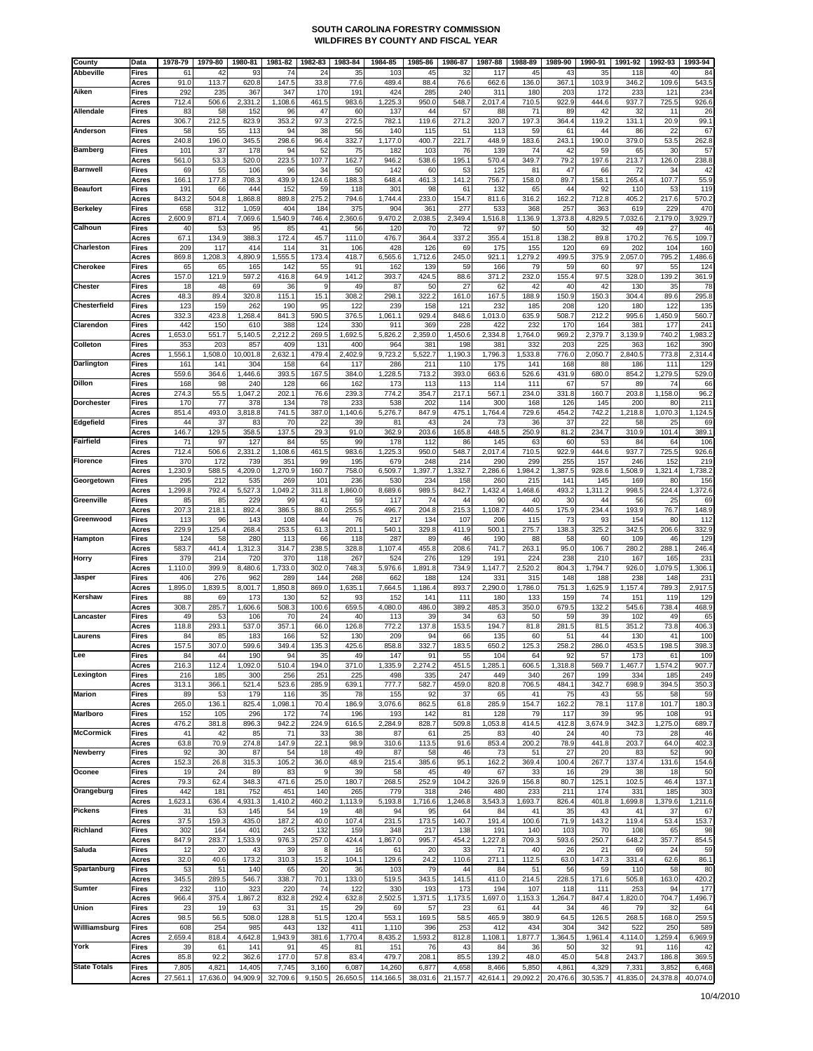# SOUTH CAROLINA FORESTRY COMMISSION
## WILDFIRES BY COUNTY AND FISCAL YEAR

| County | Data | 1978-79 | 1979-80 | 1980-81 | 1981-82 | 1982-83 | 1983-84 | 1984-85 | 1985-86 | 1986-87 | 1987-88 | 1988-89 | 1989-90 | 1990-91 | 1991-92 | 1992-93 | 1993-94 |
|---|---|---|---|---|---|---|---|---|---|---|---|---|---|---|---|---|---|
| Abbeville | Fires | 61 | 42 | 93 | 74 | 24 | 35 | 103 | 45 | 32 | 117 | 45 | 43 | 35 | 118 | 40 | 84 |
| | Acres | 91.0 | 113.7 | 620.8 | 147.5 | 33.8 | 77.6 | 489.4 | 88.4 | 76.6 | 662.6 | 136.0 | 367.1 | 103.9 | 346.2 | 109.6 | 543.5 |
| Aiken | Fires | 292 | 235 | 367 | 347 | 170 | 191 | 424 | 285 | 240 | 311 | 180 | 203 | 172 | 233 | 121 | 234 |
| | Acres | 712.4 | 506.6 | 2,331.2 | 1,108.6 | 461.5 | 983.6 | 1,225.3 | 950.0 | 548.7 | 2,017.4 | 710.5 | 922.9 | 444.6 | 937.7 | 725.5 | 926.6 |
| Allendale | Fires | 83 | 58 | 152 | 96 | 47 | 60 | 137 | 44 | 57 | 88 | 71 | 89 | 42 | 32 | 11 | 26 |
| | Acres | 306.7 | 212.5 | 823.9 | 353.2 | 97.3 | 272.5 | 782.1 | 119.6 | 271.2 | 320.7 | 197.3 | 364.4 | 119.2 | 131.1 | 20.9 | 99.1 |
| Anderson | Fires | 58 | 55 | 113 | 94 | 38 | 56 | 140 | 115 | 51 | 113 | 59 | 61 | 44 | 86 | 22 | 67 |
| | Acres | 240.8 | 196.0 | 345.5 | 298.6 | 96.4 | 332.7 | 1,177.0 | 400.7 | 221.7 | 448.9 | 183.6 | 243.1 | 190.0 | 379.0 | 53.5 | 262.8 |
| Bamberg | Fires | 101 | 37 | 178 | 94 | 52 | 75 | 182 | 103 | 76 | 139 | 74 | 42 | 59 | 65 | 30 | 57 |
| | Acres | 561.0 | 53.3 | 520.0 | 223.5 | 107.7 | 162.7 | 946.2 | 538.6 | 195.1 | 570.4 | 349.7 | 79.2 | 197.6 | 213.7 | 126.0 | 238.8 |
| Barnwell | Fires | 69 | 55 | 106 | 96 | 34 | 50 | 142 | 60 | 53 | 125 | 81 | 47 | 66 | 72 | 34 | 42 |
| | Acres | 166.1 | 177.8 | 708.3 | 439.9 | 124.6 | 188.3 | 648.4 | 461.3 | 141.2 | 756.7 | 158.0 | 89.7 | 158.1 | 265.4 | 107.7 | 55.9 |
| Beaufort | Fires | 191 | 66 | 444 | 152 | 59 | 118 | 301 | 98 | 61 | 132 | 65 | 44 | 92 | 110 | 53 | 119 |
| | Acres | 843.2 | 504.8 | 1,868.8 | 889.8 | 275.2 | 794.6 | 1,744.4 | 233.0 | 154.7 | 811.6 | 316.2 | 162.2 | 712.8 | 405.2 | 217.6 | 570.2 |
| Berkeley | Fires | 658 | 312 | 1,059 | 404 | 184 | 375 | 904 | 361 | 277 | 533 | 368 | 257 | 363 | 619 | 229 | 470 |
| | Acres | 2,600.9 | 871.4 | 7,069.6 | 1,540.9 | 746.4 | 2,360.6 | 9,470.2 | 2,038.5 | 2,349.4 | 1,516.8 | 1,136.9 | 1,373.8 | 4,829.5 | 7,032.6 | 2,179.0 | 3,929.7 |
| Calhoun | Fires | 40 | 53 | 95 | 85 | 41 | 56 | 120 | 70 | 72 | 97 | 50 | 50 | 32 | 49 | 27 | 46 |
| | Acres | 67.1 | 134.9 | 388.3 | 172.4 | 45.7 | 111.0 | 476.7 | 364.4 | 337.2 | 355.4 | 151.8 | 138.2 | 89.8 | 170.2 | 76.5 | 109.7 |
| Charleston | Fires | 209 | 117 | 414 | 114 | 31 | 106 | 428 | 126 | 69 | 175 | 155 | 120 | 69 | 202 | 104 | 160 |
| | Acres | 869.8 | 1,208.3 | 4,890.9 | 1,555.5 | 173.4 | 418.7 | 6,565.6 | 1,712.6 | 245.0 | 921.1 | 1,279.2 | 499.5 | 375.9 | 2,057.0 | 795.2 | 1,486.6 |
| Cherokee | Fires | 65 | 65 | 165 | 142 | 55 | 91 | 162 | 139 | 59 | 166 | 79 | 59 | 60 | 97 | 55 | 124 |
| | Acres | 157.0 | 121.9 | 597.2 | 416.8 | 64.9 | 141.2 | 393.7 | 424.5 | 88.6 | 371.2 | 232.0 | 155.4 | 97.5 | 328.0 | 139.2 | 361.9 |
| Chester | Fires | 18 | 48 | 69 | 36 | 9 | 49 | 87 | 50 | 27 | 62 | 42 | 40 | 42 | 130 | 35 | 78 |
| | Acres | 48.3 | 89.4 | 320.8 | 115.1 | 15.1 | 308.2 | 298.1 | 322.2 | 161.0 | 167.5 | 188.9 | 150.9 | 150.3 | 304.4 | 89.6 | 295.8 |
| Chesterfield | Fires | 123 | 159 | 262 | 190 | 95 | 122 | 239 | 158 | 121 | 232 | 185 | 208 | 120 | 180 | 122 | 135 |
| | Acres | 332.3 | 423.8 | 1,268.4 | 841.3 | 590.5 | 376.5 | 1,061.1 | 929.4 | 848.6 | 1,013.0 | 635.9 | 508.7 | 212.2 | 995.6 | 1,450.9 | 560.7 |
| Clarendon | Fires | 442 | 150 | 610 | 388 | 124 | 330 | 911 | 369 | 228 | 422 | 232 | 170 | 164 | 381 | 177 | 241 |
| | Acres | 1,653.0 | 551.7 | 5,140.5 | 2,212.2 | 269.5 | 1,692.5 | 5,826.2 | 2,359.0 | 1,450.6 | 2,334.8 | 1,764.0 | 969.2 | 2,379.7 | 3,139.9 | 740.2 | 1,983.2 |
| Colleton | Fires | 353 | 203 | 857 | 409 | 131 | 400 | 964 | 381 | 198 | 381 | 332 | 203 | 225 | 363 | 162 | 390 |
| | Acres | 1,556.1 | 1,508.0 | 10,001.8 | 2,632.1 | 479.4 | 2,402.9 | 9,723.2 | 5,522.7 | 1,190.3 | 1,796.3 | 1,533.8 | 776.0 | 2,050.7 | 2,840.5 | 773.8 | 2,314.4 |
| Darlington | Fires | 161 | 141 | 304 | 158 | 64 | 117 | 286 | 211 | 110 | 175 | 141 | 168 | 88 | 186 | 111 | 129 |
| | Acres | 559.6 | 364.6 | 1,446.6 | 393.5 | 167.5 | 384.0 | 1,228.5 | 713.2 | 393.0 | 663.6 | 526.6 | 431.9 | 680.0 | 854.2 | 1,279.5 | 529.0 |
| Dillon | Fires | 168 | 98 | 240 | 128 | 66 | 162 | 173 | 113 | 113 | 114 | 111 | 67 | 57 | 89 | 74 | 66 |
| | Acres | 274.3 | 55.5 | 1,047.2 | 202.1 | 76.6 | 239.3 | 774.2 | 354.7 | 217.1 | 567.1 | 234.0 | 331.8 | 160.7 | 203.8 | 1,158.0 | 96.2 |
| Dorchester | Fires | 170 | 77 | 378 | 134 | 78 | 233 | 538 | 202 | 114 | 300 | 168 | 126 | 145 | 200 | 80 | 211 |
| | Acres | 851.4 | 493.0 | 3,818.8 | 741.5 | 387.0 | 1,140.6 | 5,276.7 | 847.9 | 475.1 | 1,764.4 | 729.6 | 454.2 | 742.2 | 1,218.8 | 1,070.3 | 1,124.5 |
| Edgefield | Fires | 44 | 37 | 83 | 70 | 22 | 39 | 81 | 43 | 24 | 73 | 36 | 37 | 22 | 58 | 25 | 69 |
| | Acres | 146.7 | 129.5 | 358.5 | 137.5 | 29.3 | 91.0 | 362.9 | 203.6 | 165.8 | 448.5 | 250.9 | 81.2 | 234.7 | 310.9 | 101.4 | 389.1 |
| Fairfield | Fires | 71 | 97 | 127 | 84 | 55 | 99 | 178 | 112 | 86 | 145 | 63 | 60 | 53 | 84 | 64 | 106 |
| | Acres | 712.4 | 506.6 | 2,331.2 | 1,108.6 | 461.5 | 983.6 | 1,225.3 | 950.0 | 548.7 | 2,017.4 | 710.5 | 922.9 | 444.6 | 937.7 | 725.5 | 926.6 |
| Florence | Fires | 370 | 172 | 739 | 351 | 99 | 195 | 679 | 248 | 214 | 290 | 299 | 255 | 157 | 246 | 152 | 219 |
| | Acres | 1,230.9 | 588.5 | 4,209.0 | 1,270.9 | 160.7 | 758.0 | 6,509.7 | 1,397.7 | 1,332.7 | 2,286.6 | 1,984.2 | 1,387.5 | 928.6 | 1,508.9 | 1,321.4 | 1,738.2 |
| Georgetown | Fires | 295 | 212 | 535 | 269 | 101 | 236 | 530 | 234 | 158 | 260 | 215 | 141 | 145 | 169 | 80 | 156 |
| | Acres | 1,299.8 | 792.4 | 5,527.3 | 1,049.2 | 311.8 | 1,860.0 | 8,689.6 | 989.5 | 842.7 | 1,432.4 | 1,468.6 | 493.2 | 1,311.2 | 998.5 | 224.4 | 1,372.6 |
| Greenville | Fires | 85 | 85 | 229 | 99 | 41 | 59 | 117 | 74 | 44 | 90 | 40 | 30 | 44 | 56 | 25 | 69 |
| | Acres | 207.3 | 218.1 | 892.4 | 386.5 | 88.0 | 255.5 | 496.7 | 204.8 | 215.3 | 1,108.7 | 440.5 | 175.9 | 234.4 | 193.9 | 76.7 | 148.9 |
| Greenwood | Fires | 113 | 96 | 143 | 108 | 44 | 76 | 217 | 134 | 107 | 206 | 115 | 73 | 93 | 154 | 80 | 112 |
| | Acres | 229.9 | 125.4 | 268.4 | 253.5 | 61.3 | 201.1 | 540.1 | 329.8 | 411.9 | 500.1 | 275.7 | 138.3 | 325.2 | 342.5 | 206.6 | 332.9 |
| Hampton | Fires | 124 | 58 | 280 | 113 | 66 | 118 | 287 | 89 | 46 | 190 | 88 | 58 | 60 | 109 | 46 | 129 |
| | Acres | 583.7 | 441.4 | 1,312.3 | 314.7 | 238.5 | 328.8 | 1,107.4 | 455.8 | 208.6 | 741.7 | 263.1 | 95.0 | 106.7 | 280.2 | 288.1 | 246.4 |
| Horry | Fires | 379 | 214 | 720 | 370 | 118 | 267 | 524 | 276 | 129 | 191 | 224 | 238 | 210 | 167 | 165 | 231 |
| | Acres | 1,110.0 | 399.9 | 8,480.6 | 1,733.0 | 302.0 | 748.3 | 5,976.6 | 1,891.8 | 734.9 | 1,147.7 | 2,520.2 | 804.3 | 1,794.7 | 926.0 | 1,079.5 | 1,306.1 |
| Jasper | Fires | 406 | 276 | 962 | 289 | 144 | 268 | 662 | 188 | 124 | 331 | 315 | 148 | 188 | 238 | 148 | 231 |
| | Acres | 1,895.0 | 1,839.5 | 8,001.7 | 1,850.8 | 869.0 | 1,635.1 | 7,664.5 | 1,186.4 | 893.7 | 2,290.0 | 1,786.0 | 751.3 | 1,625.9 | 1,157.4 | 789.3 | 2,917.5 |
| Kershaw | Fires | 88 | 69 | 173 | 130 | 52 | 93 | 152 | 141 | 111 | 180 | 133 | 159 | 74 | 151 | 119 | 129 |
| | Acres | 308.7 | 285.7 | 1,606.6 | 508.3 | 100.6 | 659.5 | 4,080.0 | 486.0 | 389.2 | 485.3 | 350.0 | 679.5 | 132.2 | 545.6 | 738.4 | 468.9 |
| Lancaster | Fires | 49 | 53 | 106 | 70 | 24 | 40 | 113 | 39 | 34 | 63 | 50 | 59 | 39 | 102 | 49 | 65 |
| | Acres | 118.8 | 293.1 | 537.0 | 357.1 | 66.0 | 126.8 | 772.2 | 137.8 | 153.5 | 194.7 | 81.8 | 281.5 | 81.5 | 351.2 | 73.8 | 406.3 |
| Laurens | Fires | 84 | 85 | 183 | 166 | 52 | 130 | 209 | 94 | 66 | 135 | 60 | 51 | 44 | 130 | 41 | 100 |
| | Acres | 157.5 | 307.0 | 599.6 | 349.4 | 135.3 | 425.6 | 858.8 | 332.7 | 183.5 | 650.2 | 125.3 | 258.2 | 286.0 | 453.5 | 198.5 | 398.3 |
| Lee | Fires | 84 | 44 | 190 | 94 | 35 | 49 | 147 | 91 | 55 | 104 | 64 | 92 | 57 | 173 | 61 | 109 |
| | Acres | 216.3 | 112.4 | 1,092.0 | 510.4 | 194.0 | 371.0 | 1,335.9 | 2,274.2 | 451.5 | 1,285.1 | 606.5 | 1,318.8 | 569.7 | 1,467.7 | 1,574.2 | 907.7 |
| Lexington | Fires | 216 | 185 | 300 | 256 | 251 | 225 | 498 | 335 | 247 | 449 | 340 | 267 | 199 | 334 | 185 | 249 |
| | Acres | 313.1 | 366.1 | 521.4 | 523.6 | 285.9 | 639.1 | 777.7 | 582.7 | 459.0 | 820.8 | 706.5 | 484.1 | 342.7 | 698.9 | 394.5 | 350.3 |
| Marion | Fires | 89 | 53 | 179 | 116 | 35 | 78 | 155 | 92 | 37 | 65 | 41 | 75 | 43 | 55 | 58 | 59 |
| | Acres | 265.0 | 136.1 | 825.4 | 1,098.1 | 70.4 | 186.9 | 3,076.6 | 862.5 | 61.8 | 285.9 | 154.7 | 162.2 | 78.1 | 117.8 | 101.7 | 180.3 |
| Marlboro | Fires | 152 | 105 | 296 | 172 | 74 | 196 | 193 | 142 | 81 | 128 | 79 | 117 | 39 | 95 | 108 | 91 |
| | Acres | 476.2 | 381.8 | 896.3 | 942.2 | 224.9 | 616.5 | 2,284.9 | 828.7 | 509.8 | 1,053.8 | 414.5 | 412.8 | 3,674.9 | 342.3 | 1,275.0 | 689.7 |
| McCormick | Fires | 41 | 42 | 85 | 71 | 33 | 38 | 87 | 61 | 25 | 83 | 40 | 24 | 40 | 73 | 28 | 46 |
| | Acres | 63.8 | 70.9 | 274.8 | 147.9 | 22.1 | 98.9 | 310.6 | 113.5 | 91.6 | 853.4 | 200.2 | 78.9 | 441.8 | 203.7 | 64.0 | 402.3 |
| Newberry | Fires | 92 | 30 | 87 | 54 | 18 | 49 | 87 | 58 | 46 | 73 | 51 | 27 | 20 | 83 | 52 | 90 |
| | Acres | 152.3 | 26.8 | 315.3 | 105.2 | 36.0 | 48.9 | 215.4 | 385.6 | 95.1 | 162.2 | 369.4 | 100.4 | 267.7 | 137.4 | 131.6 | 154.6 |
| Oconee | Fires | 19 | 24 | 89 | 83 | 9 | 39 | 58 | 45 | 49 | 67 | 33 | 16 | 29 | 38 | 18 | 50 |
| | Acres | 79.3 | 62.4 | 348.3 | 471.6 | 25.0 | 180.7 | 268.5 | 252.9 | 104.2 | 326.9 | 156.8 | 80.7 | 125.1 | 102.5 | 46.4 | 137.1 |
| Orangeburg | Fires | 442 | 181 | 752 | 451 | 140 | 265 | 779 | 318 | 246 | 480 | 233 | 211 | 174 | 331 | 185 | 303 |
| | Acres | 1,623.1 | 636.4 | 4,931.3 | 1,410.2 | 460.2 | 1,113.9 | 5,193.8 | 1,716.6 | 1,246.8 | 3,543.3 | 1,693.7 | 826.4 | 401.8 | 1,699.8 | 1,379.6 | 1,211.6 |
| Pickens | Fires | 31 | 53 | 145 | 54 | 19 | 48 | 94 | 95 | 64 | 84 | 41 | 35 | 43 | 41 | 37 | 67 |
| | Acres | 37.5 | 159.3 | 435.0 | 187.2 | 40.0 | 107.4 | 231.5 | 173.5 | 140.7 | 191.4 | 100.6 | 71.9 | 143.2 | 119.4 | 53.4 | 153.7 |
| Richland | Fires | 302 | 164 | 401 | 245 | 132 | 159 | 348 | 217 | 138 | 191 | 140 | 103 | 70 | 108 | 65 | 98 |
| | Acres | 847.9 | 283.7 | 1,533.9 | 976.3 | 257.0 | 424.4 | 1,867.0 | 995.7 | 454.2 | 1,227.8 | 709.3 | 593.6 | 250.7 | 648.2 | 357.7 | 854.5 |
| Saluda | Fires | 12 | 20 | 43 | 39 | 8 | 16 | 61 | 20 | 33 | 71 | 40 | 26 | 21 | 69 | 24 | 59 |
| | Acres | 32.0 | 40.6 | 173.2 | 310.3 | 15.2 | 104.1 | 129.6 | 24.2 | 110.6 | 271.1 | 112.5 | 63.0 | 147.3 | 331.4 | 62.6 | 86.1 |
| Spartanburg | Fires | 53 | 51 | 140 | 65 | 20 | 36 | 103 | 79 | 44 | 84 | 51 | 56 | 59 | 110 | 58 | 80 |
| | Acres | 345.5 | 289.5 | 546.7 | 338.7 | 70.1 | 133.0 | 519.5 | 343.5 | 141.5 | 411.0 | 214.5 | 228.5 | 171.6 | 505.8 | 163.0 | 420.2 |
| Sumter | Fires | 232 | 110 | 323 | 220 | 74 | 122 | 330 | 193 | 173 | 194 | 107 | 118 | 111 | 253 | 94 | 177 |
| | Acres | 966.4 | 375.4 | 1,867.2 | 832.8 | 292.4 | 632.8 | 2,502.5 | 1,371.5 | 1,173.5 | 1,697.0 | 1,153.3 | 1,264.7 | 847.4 | 1,820.0 | 704.7 | 1,496.7 |
| Union | Fires | 23 | 19 | 63 | 31 | 15 | 29 | 69 | 57 | 23 | 61 | 44 | 34 | 46 | 79 | 32 | 64 |
| | Acres | 98.5 | 56.5 | 508.0 | 128.8 | 51.5 | 120.4 | 553.1 | 169.5 | 58.5 | 465.9 | 380.9 | 64.5 | 126.5 | 268.5 | 168.0 | 259.5 |
| Willliamsburg | Fires | 608 | 254 | 985 | 443 | 132 | 411 | 1,110 | 396 | 253 | 412 | 434 | 304 | 342 | 522 | 250 | 589 |
| | Acres | 2,659.4 | 818.4 | 4,642.8 | 1,943.9 | 381.6 | 1,770.4 | 8,435.2 | 1,593.2 | 812.8 | 1,108.1 | 1,877.7 | 1,364.5 | 1,961.4 | 4,114.0 | 1,259.4 | 6,969.9 |
| York | Fires | 39 | 61 | 141 | 91 | 45 | 81 | 151 | 76 | 43 | 84 | 36 | 50 | 32 | 91 | 116 | 42 |
| | Acres | 85.8 | 92.2 | 362.6 | 177.0 | 57.8 | 83.4 | 479.7 | 208.1 | 85.5 | 139.2 | 48.0 | 45.0 | 54.8 | 243.7 | 186.8 | 369.5 |
| State Totals | Fires | 7,805 | 4,821 | 14,405 | 7,745 | 3,160 | 6,087 | 14,260 | 6,877 | 4,658 | 8,466 | 5,850 | 4,861 | 4,329 | 7,331 | 3,852 | 6,468 |
| | Acres | 27,561.1 | 17,636.0 | 94,909.9 | 32,709.6 | 9,150.5 | 26,650.5 | 114,166.5 | 38,031.6 | 21,157.7 | 42,614.1 | 29,092.2 | 20,476.6 | 30,535.7 | 41,835.0 | 24,378.8 | 40,074.0 |

10/4/2010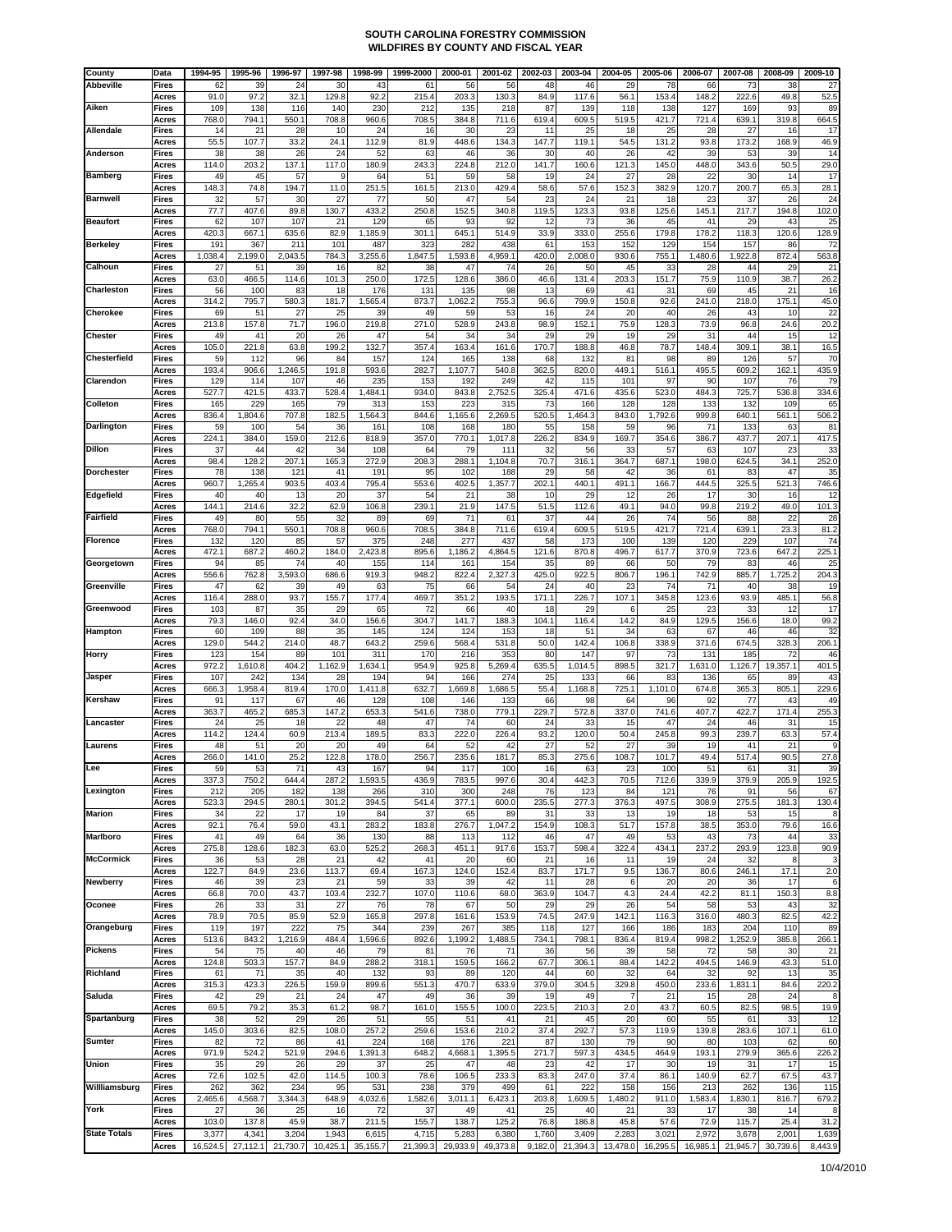# SOUTH CAROLINA FORESTRY COMMISSION
## WILDFIRES BY COUNTY AND FISCAL YEAR

| County | Data | 1994-95 | 1995-96 | 1996-97 | 1997-98 | 1998-99 | 1999-2000 | 2000-01 | 2001-02 | 2002-03 | 2003-04 | 2004-05 | 2005-06 | 2006-07 | 2007-08 | 2008-09 | 2009-10 |
|---|---|---|---|---|---|---|---|---|---|---|---|---|---|---|---|---|---|
| Abbeville | Fires | 62 | 39 | 24 | 30 | 43 | 61 | 56 | 56 | 48 | 46 | 29 | 78 | 66 | 73 | 38 | 27 |
| | Acres | 91.0 | 97.2 | 32.1 | 129.8 | 92.2 | 215.4 | 203.3 | 130.3 | 84.9 | 117.6 | 56.1 | 153.4 | 148.2 | 222.6 | 49.8 | 52.5 |
| Aiken | Fires | 109 | 138 | 116 | 140 | 230 | 212 | 135 | 218 | 87 | 139 | 118 | 138 | 127 | 169 | 93 | 89 |
| | Acres | 768.0 | 794.1 | 550.1 | 708.8 | 960.6 | 708.5 | 384.8 | 711.6 | 619.4 | 609.5 | 519.5 | 421.7 | 721.4 | 639.1 | 319.8 | 664.5 |
| Allendale | Fires | 14 | 21 | 28 | 10 | 24 | 16 | 30 | 23 | 11 | 25 | 18 | 25 | 28 | 27 | 16 | 17 |
| | Acres | 55.5 | 107.7 | 33.2 | 24.1 | 112.9 | 81.9 | 448.6 | 134.3 | 147.7 | 119.1 | 54.5 | 131.2 | 93.8 | 173.2 | 168.9 | 46.9 |
| Anderson | Fires | 38 | 38 | 26 | 24 | 52 | 63 | 46 | 36 | 30 | 40 | 26 | 42 | 39 | 53 | 39 | 14 |
| | Acres | 114.0 | 203.2 | 137.1 | 117.0 | 180.9 | 243.3 | 224.8 | 212.0 | 141.7 | 160.6 | 121.3 | 145.0 | 448.0 | 343.6 | 50.5 | 29.0 |
| Bamberg | Fires | 49 | 45 | 57 | 9 | 64 | 51 | 59 | 58 | 19 | 24 | 27 | 28 | 22 | 30 | 14 | 17 |
| | Acres | 148.3 | 74.8 | 194.7 | 11.0 | 251.5 | 161.5 | 213.0 | 429.4 | 58.6 | 57.6 | 152.3 | 382.9 | 120.7 | 200.7 | 65.3 | 28.1 |
| Barnwell | Fires | 32 | 57 | 30 | 27 | 77 | 50 | 47 | 54 | 23 | 24 | 21 | 18 | 23 | 37 | 26 | 24 |
| | Acres | 77.7 | 407.6 | 89.8 | 130.7 | 433.2 | 250.8 | 152.5 | 340.8 | 119.5 | 123.3 | 93.8 | 125.6 | 145.1 | 217.7 | 194.8 | 102.0 |
| Beaufort | Fires | 62 | 107 | 107 | 21 | 129 | 65 | 93 | 92 | 12 | 73 | 36 | 45 | 41 | 29 | 43 | 25 |
| | Acres | 420.3 | 667.1 | 635.6 | 82.9 | 1,185.9 | 301.1 | 645.1 | 514.9 | 33.9 | 333.0 | 255.6 | 179.8 | 178.2 | 118.3 | 120.6 | 128.9 |
| Berkeley | Fires | 191 | 367 | 211 | 101 | 487 | 323 | 282 | 438 | 61 | 153 | 152 | 129 | 154 | 157 | 86 | 72 |
| | Acres | 1,038.4 | 2,199.0 | 2,043.5 | 784.3 | 3,255.6 | 1,847.5 | 1,593.8 | 4,959.1 | 420.0 | 2,008.0 | 930.6 | 755.1 | 1,480.6 | 1,922.8 | 872.4 | 563.8 |
| Calhoun | Fires | 27 | 51 | 39 | 16 | 82 | 38 | 47 | 74 | 26 | 50 | 45 | 33 | 28 | 44 | 29 | 21 |
| | Acres | 63.0 | 466.5 | 114.6 | 101.3 | 250.0 | 172.5 | 128.6 | 386.0 | 46.6 | 131.4 | 203.3 | 151.7 | 75.9 | 110.9 | 38.7 | 26.2 |
| Charleston | Fires | 56 | 100 | 83 | 18 | 176 | 131 | 135 | 98 | 13 | 69 | 41 | 31 | 69 | 45 | 21 | 16 |
| | Acres | 314.2 | 795.7 | 580.3 | 181.7 | 1,565.4 | 873.7 | 1,062.2 | 755.3 | 96.6 | 799.9 | 150.8 | 92.6 | 241.0 | 218.0 | 175.1 | 45.0 |
| Cherokee | Fires | 69 | 51 | 27 | 25 | 39 | 49 | 59 | 53 | 16 | 24 | 20 | 40 | 26 | 43 | 10 | 22 |
| | Acres | 213.8 | 157.8 | 71.7 | 196.0 | 219.8 | 271.0 | 528.9 | 243.8 | 98.9 | 152.1 | 75.9 | 128.3 | 73.9 | 96.8 | 24.6 | 20.2 |
| Chester | Fires | 49 | 41 | 20 | 26 | 47 | 54 | 34 | 34 | 29 | 29 | 19 | 29 | 31 | 44 | 15 | 12 |
| | Acres | 105.0 | 221.8 | 63.8 | 199.2 | 132.7 | 357.4 | 163.4 | 161.6 | 170.7 | 188.8 | 46.8 | 78.7 | 148.4 | 309.1 | 38.1 | 16.5 |
| Chesterfield | Fires | 59 | 112 | 96 | 84 | 157 | 124 | 165 | 138 | 68 | 132 | 81 | 98 | 89 | 126 | 57 | 70 |
| | Acres | 193.4 | 906.6 | 1,246.5 | 191.8 | 593.6 | 282.7 | 1,107.7 | 540.8 | 362.5 | 820.0 | 449.1 | 516.1 | 495.5 | 609.2 | 162.1 | 435.9 |
| Clarendon | Fires | 129 | 114 | 107 | 46 | 235 | 153 | 192 | 249 | 42 | 115 | 101 | 97 | 90 | 107 | 76 | 79 |
| | Acres | 527.7 | 421.5 | 433.7 | 528.4 | 1,484.1 | 934.0 | 843.8 | 2,752.5 | 325.4 | 471.6 | 435.6 | 523.0 | 484.3 | 725.7 | 536.8 | 334.6 |
| Colleton | Fires | 165 | 229 | 165 | 79 | 313 | 153 | 223 | 315 | 73 | 166 | 128 | 128 | 133 | 132 | 109 | 65 |
| | Acres | 836.4 | 1,804.6 | 707.8 | 182.5 | 1,564.3 | 844.6 | 1,165.6 | 2,269.5 | 520.5 | 1,464.3 | 843.0 | 1,792.6 | 999.8 | 640.1 | 561.1 | 506.2 |
| Darlington | Fires | 59 | 100 | 54 | 36 | 161 | 108 | 168 | 180 | 55 | 158 | 59 | 96 | 71 | 133 | 63 | 81 |
| | Acres | 224.1 | 384.0 | 159.0 | 212.6 | 818.9 | 357.0 | 770.1 | 1,017.8 | 226.2 | 834.9 | 169.7 | 354.6 | 386.7 | 437.7 | 207.1 | 417.5 |
| Dillon | Fires | 37 | 44 | 42 | 34 | 108 | 64 | 79 | 111 | 32 | 56 | 33 | 57 | 63 | 107 | 23 | 33 |
| | Acres | 98.4 | 128.2 | 207.1 | 165.3 | 272.9 | 208.3 | 288.1 | 1,104.8 | 70.7 | 316.1 | 364.7 | 687.1 | 198.0 | 624.5 | 34.1 | 252.0 |
| Dorchester | Fires | 78 | 138 | 121 | 41 | 191 | 95 | 102 | 188 | 29 | 58 | 42 | 36 | 61 | 83 | 47 | 35 |
| | Acres | 960.7 | 1,265.4 | 903.5 | 403.4 | 795.4 | 553.6 | 402.5 | 1,357.7 | 202.1 | 440.1 | 491.1 | 166.7 | 444.5 | 325.5 | 521.3 | 746.6 |
| Edgefield | Fires | 40 | 40 | 13 | 20 | 37 | 54 | 21 | 38 | 10 | 29 | 12 | 26 | 17 | 30 | 16 | 12 |
| | Acres | 144.1 | 214.6 | 32.2 | 62.9 | 106.8 | 239.1 | 21.9 | 147.5 | 51.5 | 112.6 | 49.1 | 94.0 | 99.8 | 219.2 | 49.0 | 101.3 |
| Fairfield | Fires | 49 | 80 | 55 | 32 | 89 | 69 | 71 | 61 | 37 | 44 | 26 | 74 | 56 | 88 | 22 | 28 |
| | Acres | 768.0 | 794.1 | 550.1 | 708.8 | 960.6 | 708.5 | 384.8 | 711.6 | 619.4 | 609.5 | 519.5 | 421.7 | 721.4 | 639.1 | 23.3 | 81.2 |
| Florence | Fires | 132 | 120 | 85 | 57 | 375 | 248 | 277 | 437 | 58 | 173 | 100 | 139 | 120 | 229 | 107 | 74 |
| | Acres | 472.1 | 687.2 | 460.2 | 184.0 | 2,423.8 | 895.6 | 1,186.2 | 4,864.5 | 121.6 | 870.8 | 496.7 | 617.7 | 370.9 | 723.6 | 647.2 | 225.1 |
| Georgetown | Fires | 94 | 85 | 74 | 40 | 155 | 114 | 161 | 154 | 35 | 89 | 66 | 50 | 79 | 83 | 46 | 25 |
| | Acres | 556.6 | 762.8 | 3,593.0 | 686.6 | 919.3 | 948.2 | 822.4 | 2,327.3 | 425.0 | 922.5 | 806.7 | 196.1 | 742.9 | 885.7 | 1,725.2 | 204.3 |
| Greenville | Fires | 47 | 62 | 39 | 49 | 63 | 75 | 66 | 54 | 24 | 40 | 23 | 74 | 71 | 40 | 38 | 19 |
| | Acres | 116.4 | 288.0 | 93.7 | 155.7 | 177.4 | 469.7 | 351.2 | 193.5 | 171.1 | 226.7 | 107.1 | 345.8 | 123.6 | 93.9 | 485.1 | 56.8 |
| Greenwood | Fires | 103 | 87 | 35 | 29 | 65 | 72 | 66 | 40 | 18 | 29 | 6 | 25 | 23 | 33 | 12 | 17 |
| | Acres | 79.3 | 146.0 | 92.4 | 34.0 | 156.6 | 304.7 | 141.7 | 188.3 | 104.1 | 116.4 | 14.2 | 84.9 | 129.5 | 156.6 | 18.0 | 99.2 |
| Hampton | Fires | 60 | 109 | 88 | 35 | 145 | 124 | 124 | 153 | 18 | 51 | 34 | 63 | 67 | 46 | 46 | 32 |
| | Acres | 129.0 | 544.2 | 214.0 | 48.7 | 643.2 | 259.6 | 568.4 | 531.8 | 50.0 | 142.4 | 106.8 | 338.9 | 371.6 | 674.5 | 328.3 | 206.1 |
| Horry | Fires | 123 | 154 | 89 | 101 | 311 | 170 | 216 | 353 | 80 | 147 | 97 | 73 | 131 | 185 | 72 | 46 |
| | Acres | 972.2 | 1,610.8 | 404.2 | 1,162.9 | 1,634.1 | 954.9 | 925.8 | 5,269.4 | 635.5 | 1,014.5 | 898.5 | 321.7 | 1,631.0 | 1,126.7 | 19,357.1 | 401.5 |
| Jasper | Fires | 107 | 242 | 134 | 28 | 194 | 94 | 166 | 274 | 25 | 133 | 66 | 83 | 136 | 65 | 89 | 43 |
| | Acres | 666.3 | 1,958.4 | 819.4 | 170.0 | 1,411.8 | 632.7 | 1,669.8 | 1,686.5 | 55.4 | 1,168.8 | 725.1 | 1,101.0 | 674.8 | 365.3 | 805.1 | 229.6 |
| Kershaw | Fires | 91 | 117 | 67 | 46 | 128 | 108 | 146 | 133 | 66 | 98 | 64 | 96 | 92 | 77 | 43 | 49 |
| | Acres | 363.7 | 465.2 | 685.3 | 147.2 | 653.3 | 541.6 | 738.0 | 779.1 | 229.7 | 572.8 | 337.0 | 741.6 | 407.7 | 422.7 | 171.4 | 255.3 |
| Lancaster | Fires | 24 | 25 | 18 | 22 | 48 | 47 | 74 | 60 | 24 | 33 | 15 | 47 | 24 | 46 | 31 | 15 |
| | Acres | 114.2 | 124.4 | 60.9 | 213.4 | 189.5 | 83.3 | 222.0 | 226.4 | 93.2 | 120.0 | 50.4 | 245.8 | 99.3 | 239.7 | 63.3 | 57.4 |
| Laurens | Fires | 48 | 51 | 20 | 20 | 49 | 64 | 52 | 42 | 27 | 52 | 27 | 39 | 19 | 41 | 21 | 9 |
| | Acres | 266.0 | 141.0 | 25.2 | 122.8 | 178.0 | 256.7 | 235.6 | 181.7 | 85.3 | 275.6 | 108.7 | 101.7 | 49.4 | 517.4 | 90.5 | 27.8 |
| Lee | Fires | 59 | 53 | 71 | 43 | 167 | 94 | 117 | 100 | 16 | 63 | 23 | 100 | 51 | 61 | 31 | 39 |
| | Acres | 337.3 | 750.2 | 644.4 | 287.2 | 1,593.5 | 436.9 | 783.5 | 997.6 | 30.4 | 442.3 | 70.5 | 712.6 | 339.9 | 379.9 | 205.9 | 192.5 |
| Lexington | Fires | 212 | 205 | 182 | 138 | 266 | 310 | 300 | 248 | 76 | 123 | 84 | 121 | 76 | 91 | 56 | 67 |
| | Acres | 523.3 | 294.5 | 280.1 | 301.2 | 394.5 | 541.4 | 377.1 | 600.0 | 235.5 | 277.3 | 376.3 | 497.5 | 308.9 | 275.5 | 181.3 | 130.4 |
| Marion | Fires | 34 | 22 | 17 | 19 | 84 | 37 | 65 | 89 | 31 | 33 | 13 | 19 | 18 | 53 | 15 | 8 |
| | Acres | 92.1 | 76.4 | 59.0 | 43.1 | 283.2 | 183.8 | 276.7 | 1,047.2 | 154.9 | 108.3 | 51.7 | 157.8 | 38.5 | 353.0 | 79.6 | 16.6 |
| Marlboro | Fires | 41 | 49 | 64 | 36 | 130 | 88 | 113 | 112 | 46 | 47 | 49 | 53 | 43 | 73 | 44 | 33 |
| | Acres | 275.8 | 128.6 | 182.3 | 63.0 | 525.2 | 268.3 | 451.1 | 917.6 | 153.7 | 598.4 | 322.4 | 434.1 | 237.2 | 293.9 | 123.8 | 90.9 |
| McCormick | Fires | 36 | 53 | 28 | 21 | 42 | 41 | 20 | 60 | 21 | 16 | 11 | 19 | 24 | 32 | 8 | 3 |
| | Acres | 122.7 | 84.9 | 23.6 | 113.7 | 69.4 | 167.3 | 124.0 | 152.4 | 83.7 | 171.7 | 9.5 | 136.7 | 80.6 | 246.1 | 17.1 | 2.0 |
| Newberry | Fires | 46 | 39 | 23 | 21 | 59 | 33 | 39 | 42 | 11 | 28 | 6 | 20 | 20 | 36 | 17 | 6 |
| | Acres | 66.8 | 70.0 | 43.7 | 103.4 | 232.7 | 107.0 | 110.6 | 68.0 | 363.9 | 104.7 | 4.3 | 24.4 | 42.2 | 81.1 | 150.3 | 8.8 |
| Oconee | Fires | 26 | 33 | 31 | 27 | 76 | 78 | 67 | 50 | 29 | 29 | 26 | 54 | 58 | 53 | 43 | 32 |
| | Acres | 78.9 | 70.5 | 85.9 | 52.9 | 165.8 | 297.8 | 161.6 | 153.9 | 74.5 | 247.9 | 142.1 | 116.3 | 316.0 | 480.3 | 82.5 | 42.2 |
| Orangeburg | Fires | 119 | 197 | 222 | 75 | 344 | 239 | 267 | 385 | 118 | 127 | 166 | 186 | 183 | 204 | 110 | 89 |
| | Acres | 513.6 | 843.2 | 1,216.9 | 484.4 | 1,596.6 | 892.6 | 1,199.2 | 1,488.5 | 734.1 | 798.1 | 836.4 | 819.4 | 998.2 | 1,252.9 | 385.8 | 266.1 |
| Pickens | Fires | 54 | 75 | 40 | 46 | 79 | 81 | 76 | 71 | 36 | 56 | 39 | 58 | 72 | 58 | 30 | 21 |
| | Acres | 124.8 | 503.3 | 157.7 | 84.9 | 288.2 | 318.1 | 159.5 | 166.2 | 67.7 | 306.1 | 88.4 | 142.2 | 494.5 | 146.9 | 43.3 | 51.0 |
| Richland | Fires | 61 | 71 | 35 | 40 | 132 | 93 | 89 | 120 | 44 | 60 | 32 | 64 | 32 | 92 | 13 | 35 |
| | Acres | 315.3 | 423.3 | 226.5 | 159.9 | 899.6 | 551.3 | 470.7 | 633.9 | 379.0 | 304.5 | 329.8 | 450.0 | 233.6 | 1,831.1 | 84.6 | 220.2 |
| Saluda | Fires | 42 | 29 | 21 | 24 | 47 | 49 | 36 | 39 | 19 | 49 | 7 | 21 | 15 | 28 | 24 | 8 |
| | Acres | 69.5 | 79.2 | 35.3 | 61.2 | 98.7 | 161.0 | 155.5 | 100.0 | 223.5 | 210.3 | 2.0 | 43.7 | 60.5 | 82.5 | 98.5 | 19.9 |
| Spartanburg | Fires | 38 | 52 | 29 | 26 | 51 | 55 | 51 | 41 | 21 | 45 | 20 | 60 | 55 | 61 | 33 | 12 |
| | Acres | 145.0 | 303.6 | 82.5 | 108.0 | 257.2 | 259.6 | 153.6 | 210.2 | 37.4 | 292.7 | 57.3 | 119.9 | 139.8 | 283.6 | 107.1 | 61.0 |
| Sumter | Fires | 82 | 72 | 86 | 41 | 224 | 168 | 176 | 221 | 87 | 130 | 79 | 90 | 80 | 103 | 62 | 60 |
| | Acres | 971.9 | 524.2 | 521.9 | 294.6 | 1,391.3 | 648.2 | 4,668.1 | 1,395.5 | 271.7 | 597.3 | 434.5 | 464.9 | 193.1 | 279.9 | 365.6 | 226.2 |
| Union | Fires | 35 | 29 | 26 | 29 | 37 | 25 | 47 | 48 | 23 | 42 | 17 | 30 | 19 | 31 | 17 | 15 |
| | Acres | 72.6 | 102.5 | 42.0 | 114.5 | 100.3 | 78.6 | 106.5 | 233.3 | 83.3 | 247.0 | 37.4 | 86.1 | 140.9 | 62.7 | 67.5 | 43.7 |
| Willliamsburg | Fires | 262 | 362 | 234 | 95 | 531 | 238 | 379 | 499 | 61 | 222 | 158 | 156 | 213 | 262 | 136 | 115 |
| | Acres | 2,465.6 | 4,568.7 | 3,344.3 | 648.9 | 4,032.6 | 1,582.6 | 3,011.1 | 6,423.1 | 203.8 | 1,609.5 | 1,480.2 | 911.0 | 1,583.4 | 1,830.1 | 816.7 | 679.2 |
| York | Fires | 27 | 36 | 25 | 16 | 72 | 37 | 49 | 41 | 25 | 40 | 21 | 33 | 17 | 38 | 14 | 8 |
| | Acres | 103.0 | 137.8 | 45.9 | 38.7 | 211.5 | 155.7 | 138.7 | 125.2 | 76.8 | 186.8 | 45.8 | 57.6 | 72.9 | 115.7 | 25.4 | 31.2 |
| State Totals | Fires | 3,377 | 4,341 | 3,204 | 1,943 | 6,615 | 4,715 | 5,283 | 6,380 | 1,760 | 3,409 | 2,283 | 3,021 | 2,972 | 3,678 | 2,001 | 1,639 |
| | Acres | 16,524.5 | 27,112.1 | 21,730.7 | 10,425.1 | 35,155.7 | 21,399.3 | 29,933.9 | 49,373.8 | 9,182.0 | 21,394.3 | 13,478.0 | 16,295.5 | 16,985.1 | 21,945.7 | 30,739.6 | 8,443.9 |

10/4/2010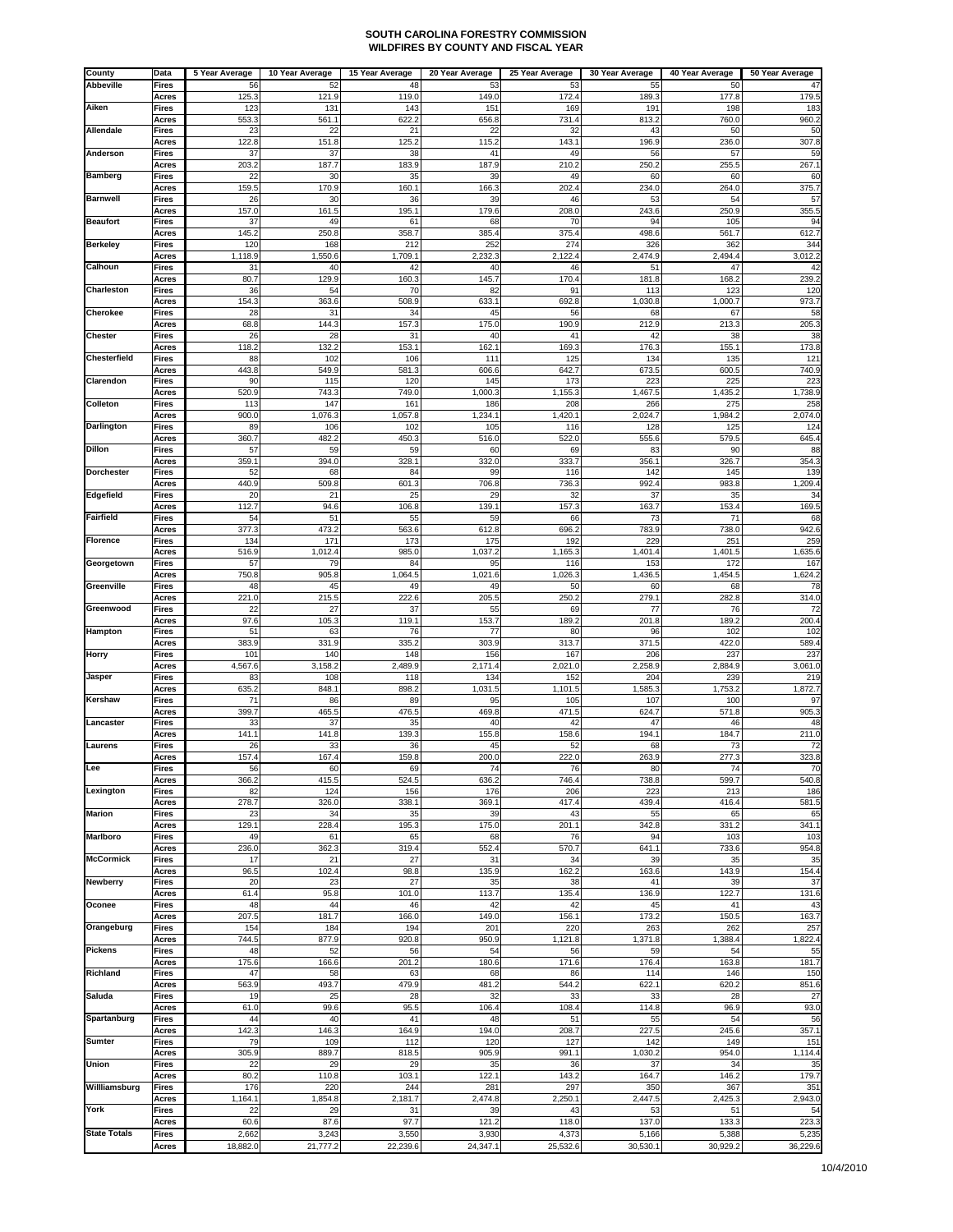# SOUTH CAROLINA FORESTRY COMMISSION
## WILDFIRES BY COUNTY AND FISCAL YEAR

| County | Data | 5 Year Average | 10 Year Average | 15 Year Average | 20 Year Average | 25 Year Average | 30 Year Average | 40 Year Average | 50 Year Average |
|---|---|---|---|---|---|---|---|---|---|
| Abbeville | Fires | 56 | 52 | 48 | 53 | 53 | 55 | 50 | 47 |
| | Acres | 125.3 | 121.9 | 119.0 | 149.0 | 172.4 | 189.3 | 177.8 | 179.5 |
| Aiken | Fires | 123 | 131 | 143 | 151 | 169 | 191 | 198 | 183 |
| | Acres | 553.3 | 561.1 | 622.2 | 656.8 | 731.4 | 813.2 | 760.0 | 960.2 |
| Allendale | Fires | 23 | 22 | 21 | 22 | 32 | 43 | 50 | 50 |
| | Acres | 122.8 | 151.8 | 125.2 | 115.2 | 143.1 | 196.9 | 236.0 | 307.8 |
| Anderson | Fires | 37 | 37 | 38 | 41 | 49 | 56 | 57 | 59 |
| | Acres | 203.2 | 187.7 | 183.9 | 187.9 | 210.2 | 250.2 | 255.5 | 267.1 |
| Bamberg | Fires | 22 | 30 | 35 | 39 | 49 | 60 | 60 | 60 |
| | Acres | 159.5 | 170.9 | 160.1 | 166.3 | 202.4 | 234.0 | 264.0 | 375.7 |
| Barnwell | Fires | 26 | 30 | 36 | 39 | 46 | 53 | 54 | 57 |
| | Acres | 157.0 | 161.5 | 195.1 | 179.6 | 208.0 | 243.6 | 250.9 | 355.5 |
| Beaufort | Fires | 37 | 49 | 61 | 68 | 70 | 94 | 105 | 94 |
| | Acres | 145.2 | 250.8 | 358.7 | 385.4 | 375.4 | 498.6 | 561.7 | 612.7 |
| Berkeley | Fires | 120 | 168 | 212 | 252 | 274 | 326 | 362 | 344 |
| | Acres | 1,118.9 | 1,550.6 | 1,709.1 | 2,232.3 | 2,122.4 | 2,474.9 | 2,494.4 | 3,012.2 |
| Calhoun | Fires | 31 | 40 | 42 | 40 | 46 | 51 | 47 | 42 |
| | Acres | 80.7 | 129.9 | 160.3 | 145.7 | 170.4 | 181.8 | 168.2 | 239.2 |
| Charleston | Fires | 36 | 54 | 70 | 82 | 91 | 113 | 123 | 120 |
| | Acres | 154.3 | 363.6 | 508.9 | 633.1 | 692.8 | 1,030.8 | 1,000.7 | 973.7 |
| Cherokee | Fires | 28 | 31 | 34 | 45 | 56 | 68 | 67 | 58 |
| | Acres | 68.8 | 144.3 | 157.3 | 175.0 | 190.9 | 212.9 | 213.3 | 205.3 |
| Chester | Fires | 26 | 28 | 31 | 40 | 41 | 42 | 38 | 38 |
| | Acres | 118.2 | 132.2 | 153.1 | 162.1 | 169.3 | 176.3 | 155.1 | 173.8 |
| Chesterfield | Fires | 88 | 102 | 106 | 111 | 125 | 134 | 135 | 121 |
| | Acres | 443.8 | 549.9 | 581.3 | 606.6 | 642.7 | 673.5 | 600.5 | 740.9 |
| Clarendon | Fires | 90 | 115 | 120 | 145 | 173 | 223 | 225 | 223 |
| | Acres | 520.9 | 743.3 | 749.0 | 1,000.3 | 1,155.3 | 1,467.5 | 1,435.2 | 1,738.9 |
| Colleton | Fires | 113 | 147 | 161 | 186 | 208 | 266 | 275 | 258 |
| | Acres | 900.0 | 1,076.3 | 1,057.8 | 1,234.1 | 1,420.1 | 2,024.7 | 1,984.2 | 2,074.0 |
| Darlington | Fires | 89 | 106 | 102 | 105 | 116 | 128 | 125 | 124 |
| | Acres | 360.7 | 482.2 | 450.3 | 516.0 | 522.0 | 555.6 | 579.5 | 645.4 |
| Dillon | Fires | 57 | 59 | 59 | 60 | 69 | 83 | 90 | 88 |
| | Acres | 359.1 | 394.0 | 328.1 | 332.0 | 333.7 | 356.1 | 326.7 | 354.3 |
| Dorchester | Fires | 52 | 68 | 84 | 99 | 116 | 142 | 145 | 139 |
| | Acres | 440.9 | 509.8 | 601.3 | 706.8 | 736.3 | 992.4 | 983.8 | 1,209.4 |
| Edgefield | Fires | 20 | 21 | 25 | 29 | 32 | 37 | 35 | 34 |
| | Acres | 112.7 | 94.6 | 106.8 | 139.1 | 157.3 | 163.7 | 153.4 | 169.5 |
| Fairfield | Fires | 54 | 51 | 55 | 59 | 66 | 73 | 71 | 68 |
| | Acres | 377.3 | 473.2 | 563.6 | 612.8 | 696.2 | 783.9 | 738.0 | 942.6 |
| Florence | Fires | 134 | 171 | 173 | 175 | 192 | 229 | 251 | 259 |
| | Acres | 516.9 | 1,012.4 | 985.0 | 1,037.2 | 1,165.3 | 1,401.4 | 1,401.5 | 1,635.6 |
| Georgetown | Fires | 57 | 79 | 84 | 95 | 116 | 153 | 172 | 167 |
| | Acres | 750.8 | 905.8 | 1,064.5 | 1,021.6 | 1,026.3 | 1,436.5 | 1,454.5 | 1,624.2 |
| Greenville | Fires | 48 | 45 | 49 | 49 | 50 | 60 | 68 | 78 |
| | Acres | 221.0 | 215.5 | 222.6 | 205.5 | 250.2 | 279.1 | 282.8 | 314.0 |
| Greenwood | Fires | 22 | 27 | 37 | 55 | 69 | 77 | 76 | 72 |
| | Acres | 97.6 | 105.3 | 119.1 | 153.7 | 189.2 | 201.8 | 189.2 | 200.4 |
| Hampton | Fires | 51 | 63 | 76 | 77 | 80 | 96 | 102 | 102 |
| | Acres | 383.9 | 331.9 | 335.2 | 303.9 | 313.7 | 371.5 | 422.0 | 589.4 |
| Horry | Fires | 101 | 140 | 148 | 156 | 167 | 206 | 237 | 237 |
| | Acres | 4,567.6 | 3,158.2 | 2,489.9 | 2,171.4 | 2,021.0 | 2,258.9 | 2,884.9 | 3,061.0 |
| Jasper | Fires | 83 | 108 | 118 | 134 | 152 | 204 | 239 | 219 |
| | Acres | 635.2 | 848.1 | 898.2 | 1,031.5 | 1,101.5 | 1,585.3 | 1,753.2 | 1,872.7 |
| Kershaw | Fires | 71 | 86 | 89 | 95 | 105 | 107 | 100 | 97 |
| | Acres | 399.7 | 465.5 | 476.5 | 469.8 | 471.5 | 624.7 | 571.8 | 905.3 |
| Lancaster | Fires | 33 | 37 | 35 | 40 | 42 | 47 | 46 | 48 |
| | Acres | 141.1 | 141.8 | 139.3 | 155.8 | 158.6 | 194.1 | 184.7 | 211.0 |
| Laurens | Fires | 26 | 33 | 36 | 45 | 52 | 68 | 73 | 72 |
| | Acres | 157.4 | 167.4 | 159.8 | 200.0 | 222.0 | 263.9 | 277.3 | 323.8 |
| Lee | Fires | 56 | 60 | 69 | 74 | 76 | 80 | 74 | 70 |
| | Acres | 366.2 | 415.5 | 524.5 | 636.2 | 746.4 | 738.8 | 599.7 | 540.8 |
| Lexington | Fires | 82 | 124 | 156 | 176 | 206 | 223 | 213 | 186 |
| | Acres | 278.7 | 326.0 | 338.1 | 369.1 | 417.4 | 439.4 | 416.4 | 581.5 |
| Marion | Fires | 23 | 34 | 35 | 39 | 43 | 55 | 65 | 65 |
| | Acres | 129.1 | 228.4 | 195.3 | 175.0 | 201.1 | 342.8 | 331.2 | 341.1 |
| Marlboro | Fires | 49 | 61 | 65 | 68 | 76 | 94 | 103 | 103 |
| | Acres | 236.0 | 362.3 | 319.4 | 552.4 | 570.7 | 641.1 | 733.6 | 954.8 |
| McCormick | Fires | 17 | 21 | 27 | 31 | 34 | 39 | 35 | 35 |
| | Acres | 96.5 | 102.4 | 98.8 | 135.9 | 162.2 | 163.6 | 143.9 | 154.4 |
| Newberry | Fires | 20 | 23 | 27 | 35 | 38 | 41 | 39 | 37 |
| | Acres | 61.4 | 95.8 | 101.0 | 113.7 | 135.4 | 136.9 | 122.7 | 131.6 |
| Oconee | Fires | 48 | 44 | 46 | 42 | 42 | 45 | 41 | 43 |
| | Acres | 207.5 | 181.7 | 166.0 | 149.0 | 156.1 | 173.2 | 150.5 | 163.7 |
| Orangeburg | Fires | 154 | 184 | 194 | 201 | 220 | 263 | 262 | 257 |
| | Acres | 744.5 | 877.9 | 920.8 | 950.9 | 1,121.8 | 1,371.8 | 1,388.4 | 1,822.4 |
| Pickens | Fires | 48 | 52 | 56 | 54 | 56 | 59 | 54 | 55 |
| | Acres | 175.6 | 166.6 | 201.2 | 180.6 | 171.6 | 176.4 | 163.8 | 181.7 |
| Richland | Fires | 47 | 58 | 63 | 68 | 86 | 114 | 146 | 150 |
| | Acres | 563.9 | 493.7 | 479.9 | 481.2 | 544.2 | 622.1 | 620.2 | 851.6 |
| Saluda | Fires | 19 | 25 | 28 | 32 | 33 | 33 | 28 | 27 |
| | Acres | 61.0 | 99.6 | 95.5 | 106.4 | 108.4 | 114.8 | 96.9 | 93.0 |
| Spartanburg | Fires | 44 | 40 | 41 | 48 | 51 | 55 | 54 | 56 |
| | Acres | 142.3 | 146.3 | 164.9 | 194.0 | 208.7 | 227.5 | 245.6 | 357.1 |
| Sumter | Fires | 79 | 109 | 112 | 120 | 127 | 142 | 149 | 151 |
| | Acres | 305.9 | 889.7 | 818.5 | 905.9 | 991.1 | 1,030.2 | 954.0 | 1,114.4 |
| Union | Fires | 22 | 29 | 29 | 35 | 36 | 37 | 34 | 35 |
| | Acres | 80.2 | 110.8 | 103.1 | 122.1 | 143.2 | 164.7 | 146.2 | 179.7 |
| Willliamsburg | Fires | 176 | 220 | 244 | 281 | 297 | 350 | 367 | 351 |
| | Acres | 1,164.1 | 1,854.8 | 2,181.7 | 2,474.8 | 2,250.1 | 2,447.5 | 2,425.3 | 2,943.0 |
| York | Fires | 22 | 29 | 31 | 39 | 43 | 53 | 51 | 54 |
| | Acres | 60.6 | 87.6 | 97.7 | 121.2 | 118.0 | 137.0 | 133.3 | 223.3 |
| State Totals | Fires | 2,662 | 3,243 | 3,550 | 3,930 | 4,373 | 5,166 | 5,388 | 5,235 |
| | Acres | 18,882.0 | 21,777.2 | 22,239.6 | 24,347.1 | 25,532.6 | 30,530.1 | 30,929.2 | 36,229.6 |

10/4/2010